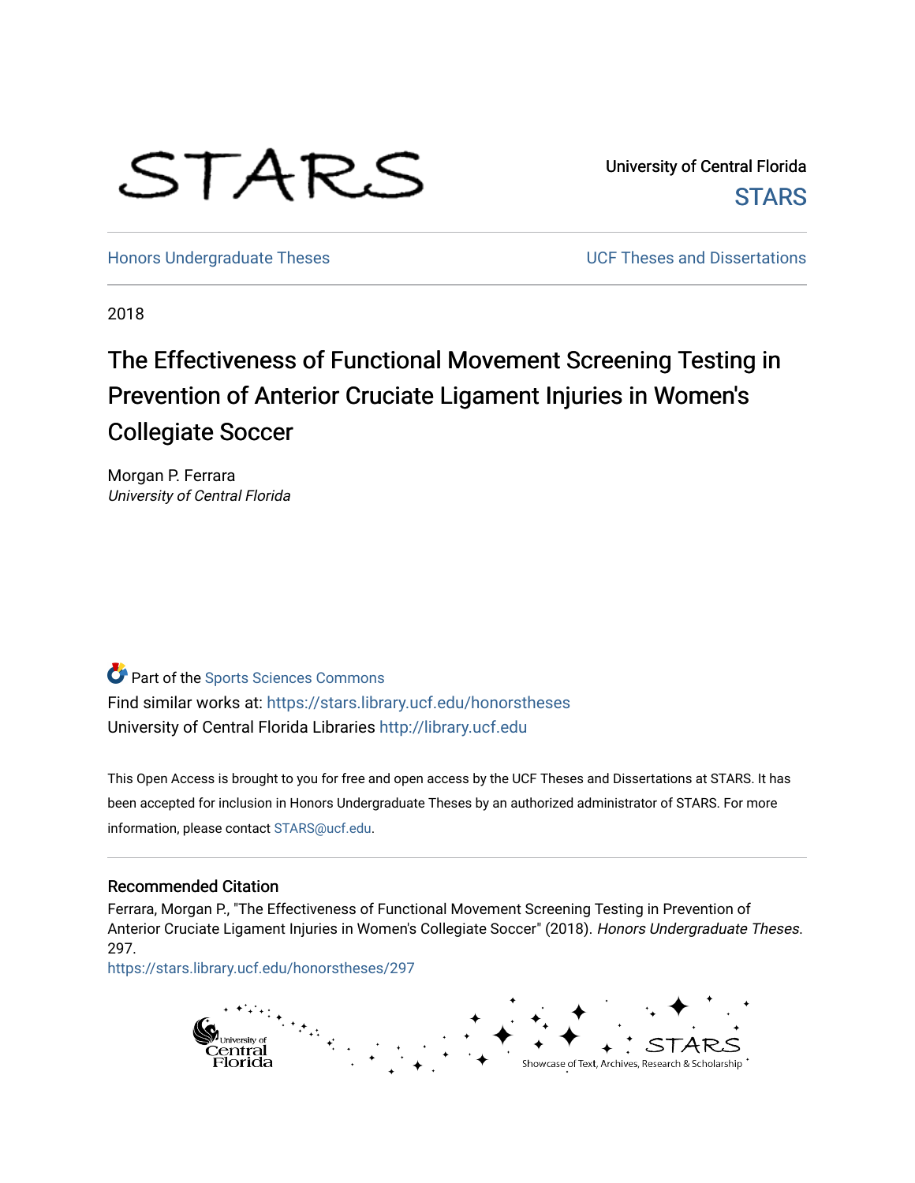STARS

University of Central Florida
STARS

Honors Undergraduate Theses

UCF Theses and Dissertations

2018

# The Effectiveness of Functional Movement Screening Testing in Prevention of Anterior Cruciate Ligament Injuries in Women's Collegiate Soccer

Morgan P. Ferrara
*University of Central Florida*

Part of the Sports Sciences Commons

Find similar works at: https://stars.library.ucf.edu/honorstheses

University of Central Florida Libraries http://library.ucf.edu

This Open Access is brought to you for free and open access by the UCF Theses and Dissertations at STARS. It has been accepted for inclusion in Honors Undergraduate Theses by an authorized administrator of STARS. For more information, please contact STARS@ucf.edu.

## Recommended Citation

Ferrara, Morgan P., "The Effectiveness of Functional Movement Screening Testing in Prevention of Anterior Cruciate Ligament Injuries in Women's Collegiate Soccer" (2018). *Honors Undergraduate Theses*. 297.
https://stars.library.ucf.edu/honorstheses/297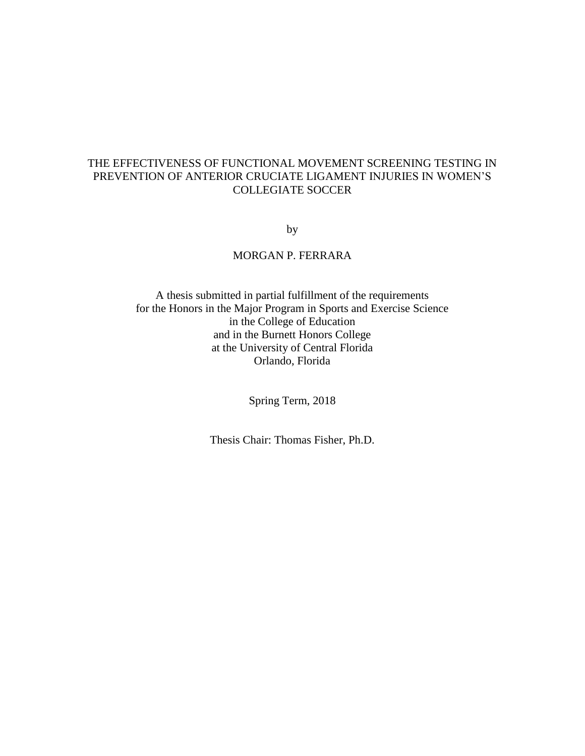# THE EFFECTIVENESS OF FUNCTIONAL MOVEMENT SCREENING TESTING IN PREVENTION OF ANTERIOR CRUCIATE LIGAMENT INJURIES IN WOMEN'S COLLEGIATE SOCCER

by

MORGAN P. FERRARA

A thesis submitted in partial fulfillment of the requirements
for the Honors in the Major Program in Sports and Exercise Science
in the College of Education
and in the Burnett Honors College
at the University of Central Florida
Orlando, Florida

Spring Term, 2018

Thesis Chair: Thomas Fisher, Ph.D.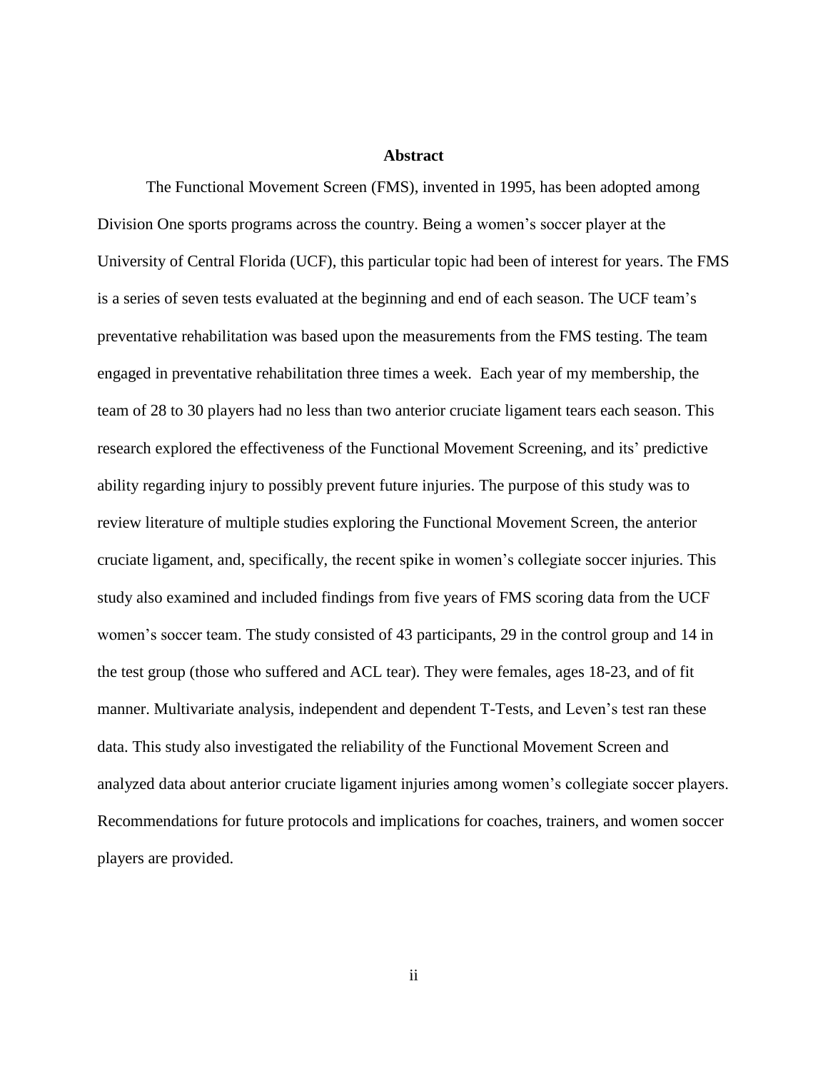## Abstract

The Functional Movement Screen (FMS), invented in 1995, has been adopted among Division One sports programs across the country. Being a women's soccer player at the University of Central Florida (UCF), this particular topic had been of interest for years. The FMS is a series of seven tests evaluated at the beginning and end of each season. The UCF team's preventative rehabilitation was based upon the measurements from the FMS testing. The team engaged in preventative rehabilitation three times a week. Each year of my membership, the team of 28 to 30 players had no less than two anterior cruciate ligament tears each season. This research explored the effectiveness of the Functional Movement Screening, and its' predictive ability regarding injury to possibly prevent future injuries. The purpose of this study was to review literature of multiple studies exploring the Functional Movement Screen, the anterior cruciate ligament, and, specifically, the recent spike in women's collegiate soccer injuries. This study also examined and included findings from five years of FMS scoring data from the UCF women's soccer team. The study consisted of 43 participants, 29 in the control group and 14 in the test group (those who suffered and ACL tear). They were females, ages 18-23, and of fit manner. Multivariate analysis, independent and dependent T-Tests, and Leven's test ran these data. This study also investigated the reliability of the Functional Movement Screen and analyzed data about anterior cruciate ligament injuries among women's collegiate soccer players. Recommendations for future protocols and implications for coaches, trainers, and women soccer players are provided.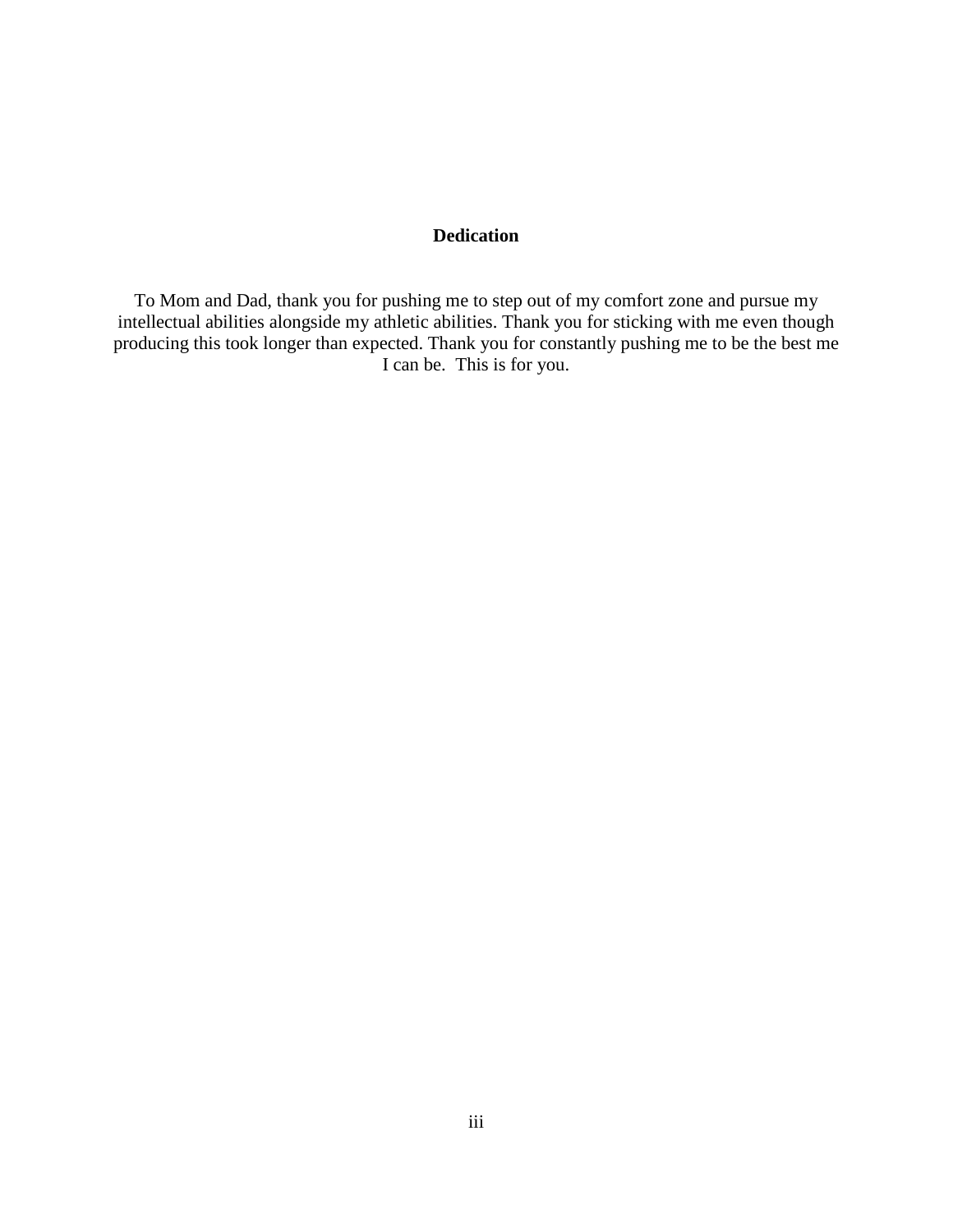## Dedication

To Mom and Dad, thank you for pushing me to step out of my comfort zone and pursue my intellectual abilities alongside my athletic abilities. Thank you for sticking with me even though producing this took longer than expected. Thank you for constantly pushing me to be the best me I can be. This is for you.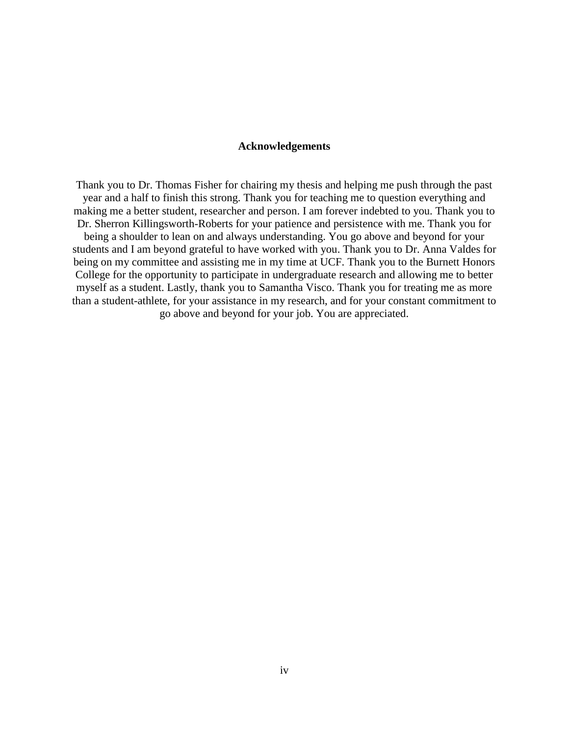# Acknowledgements

Thank you to Dr. Thomas Fisher for chairing my thesis and helping me push through the past year and a half to finish this strong. Thank you for teaching me to question everything and making me a better student, researcher and person. I am forever indebted to you. Thank you to Dr. Sherron Killingsworth-Roberts for your patience and persistence with me. Thank you for being a shoulder to lean on and always understanding. You go above and beyond for your students and I am beyond grateful to have worked with you. Thank you to Dr. Anna Valdes for being on my committee and assisting me in my time at UCF. Thank you to the Burnett Honors College for the opportunity to participate in undergraduate research and allowing me to better myself as a student. Lastly, thank you to Samantha Visco. Thank you for treating me as more than a student-athlete, for your assistance in my research, and for your constant commitment to go above and beyond for your job. You are appreciated.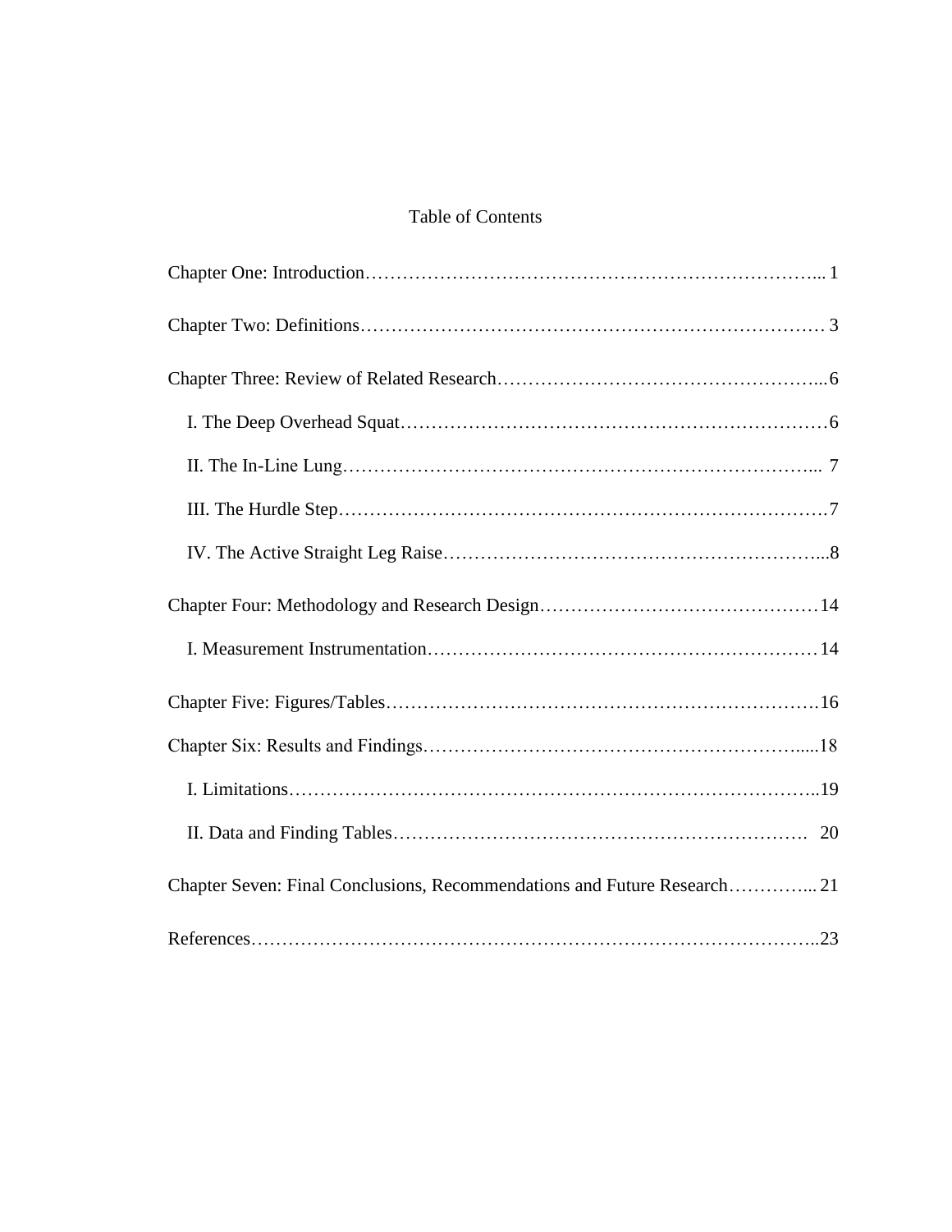# Table of Contents

Chapter One: Introduction………………………………………………………………... 1

Chapter Two: Definitions……………………………………………………………… 3

Chapter Three: Review of Related Research……………………………………………...6

I. The Deep Overhead Squat……………………………………………………………6

II. The In-Line Lung…………………………………………………………………... 7

III. The Hurdle Step…………………………………………………………………….7

IV. The Active Straight Leg Raise…………………………………………………...8

Chapter Four: Methodology and Research Design……………………………………14

I. Measurement Instrumentation………………………………………………………14

Chapter Five: Figures/Tables…………………………………………………………….16

Chapter Six: Results and Findings…………………………………………………….....18

I. Limitations…………………………………………………………………………..19

II. Data and Finding Tables…………………………………………………………. 20

Chapter Seven: Final Conclusions, Recommendations and Future Research…………... 21

References………………………………………………………………………………..23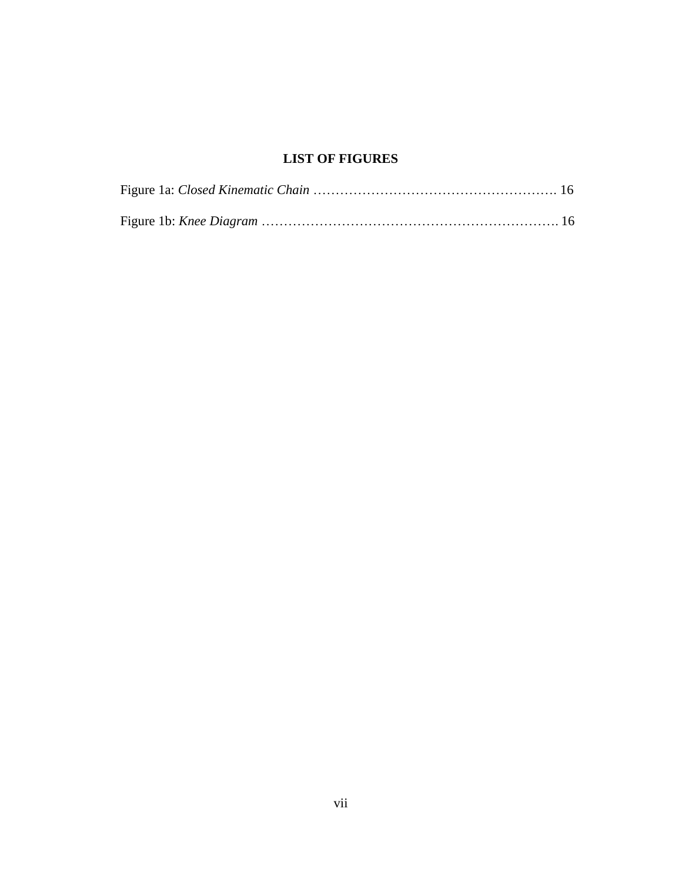## LIST OF FIGURES

Figure 1a: *Closed Kinematic Chain* ………………………………………………. 16

Figure 1b: *Knee Diagram* …………………………………………………………. 16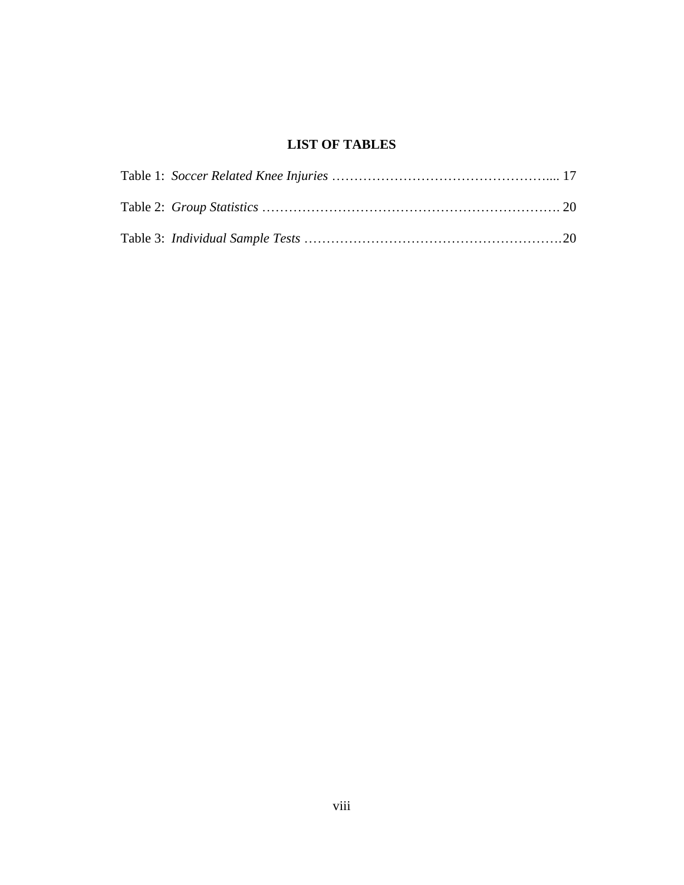# LIST OF TABLES

Table 1: *Soccer Related Knee Injuries* ………………………………………….... 17

Table 2: *Group Statistics* …………………………………………………………. 20

Table 3: *Individual Sample Tests* ………………………………………………….20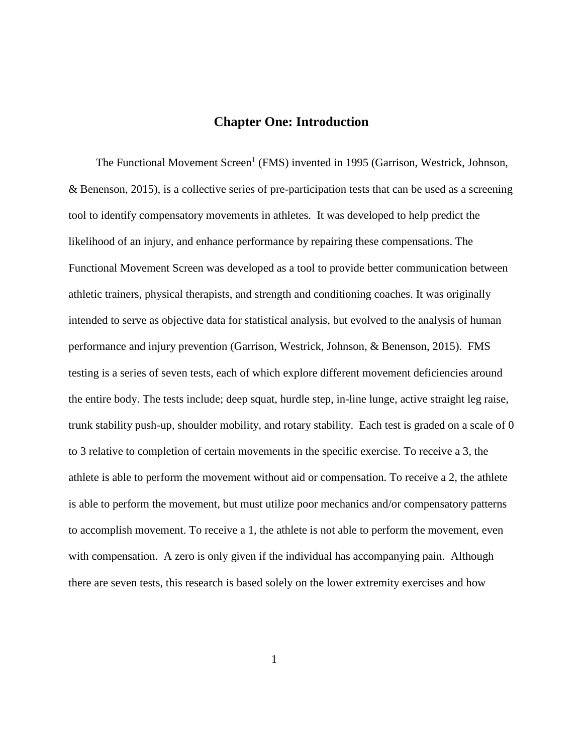# Chapter One: Introduction

The Functional Movement Screen[1] (FMS) invented in 1995 (Garrison, Westrick, Johnson, & Benenson, 2015), is a collective series of pre-participation tests that can be used as a screening tool to identify compensatory movements in athletes. It was developed to help predict the likelihood of an injury, and enhance performance by repairing these compensations. The Functional Movement Screen was developed as a tool to provide better communication between athletic trainers, physical therapists, and strength and conditioning coaches. It was originally intended to serve as objective data for statistical analysis, but evolved to the analysis of human performance and injury prevention (Garrison, Westrick, Johnson, & Benenson, 2015). FMS testing is a series of seven tests, each of which explore different movement deficiencies around the entire body. The tests include; deep squat, hurdle step, in-line lunge, active straight leg raise, trunk stability push-up, shoulder mobility, and rotary stability. Each test is graded on a scale of 0 to 3 relative to completion of certain movements in the specific exercise. To receive a 3, the athlete is able to perform the movement without aid or compensation. To receive a 2, the athlete is able to perform the movement, but must utilize poor mechanics and/or compensatory patterns to accomplish movement. To receive a 1, the athlete is not able to perform the movement, even with compensation. A zero is only given if the individual has accompanying pain. Although there are seven tests, this research is based solely on the lower extremity exercises and how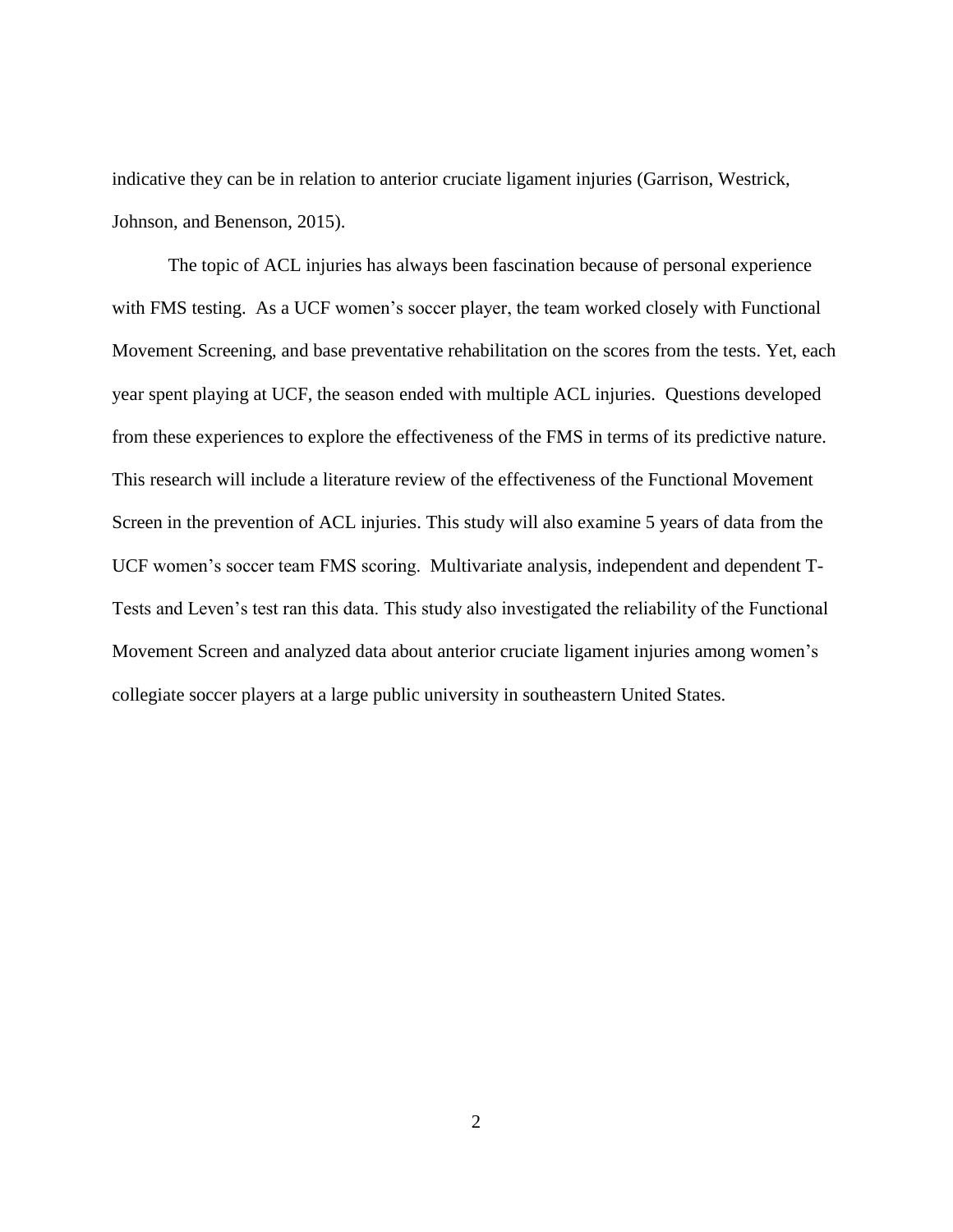indicative they can be in relation to anterior cruciate ligament injuries (Garrison, Westrick, Johnson, and Benenson, 2015).

The topic of ACL injuries has always been fascination because of personal experience with FMS testing. As a UCF women's soccer player, the team worked closely with Functional Movement Screening, and base preventative rehabilitation on the scores from the tests. Yet, each year spent playing at UCF, the season ended with multiple ACL injuries. Questions developed from these experiences to explore the effectiveness of the FMS in terms of its predictive nature. This research will include a literature review of the effectiveness of the Functional Movement Screen in the prevention of ACL injuries. This study will also examine 5 years of data from the UCF women's soccer team FMS scoring. Multivariate analysis, independent and dependent T-Tests and Leven's test ran this data. This study also investigated the reliability of the Functional Movement Screen and analyzed data about anterior cruciate ligament injuries among women's collegiate soccer players at a large public university in southeastern United States.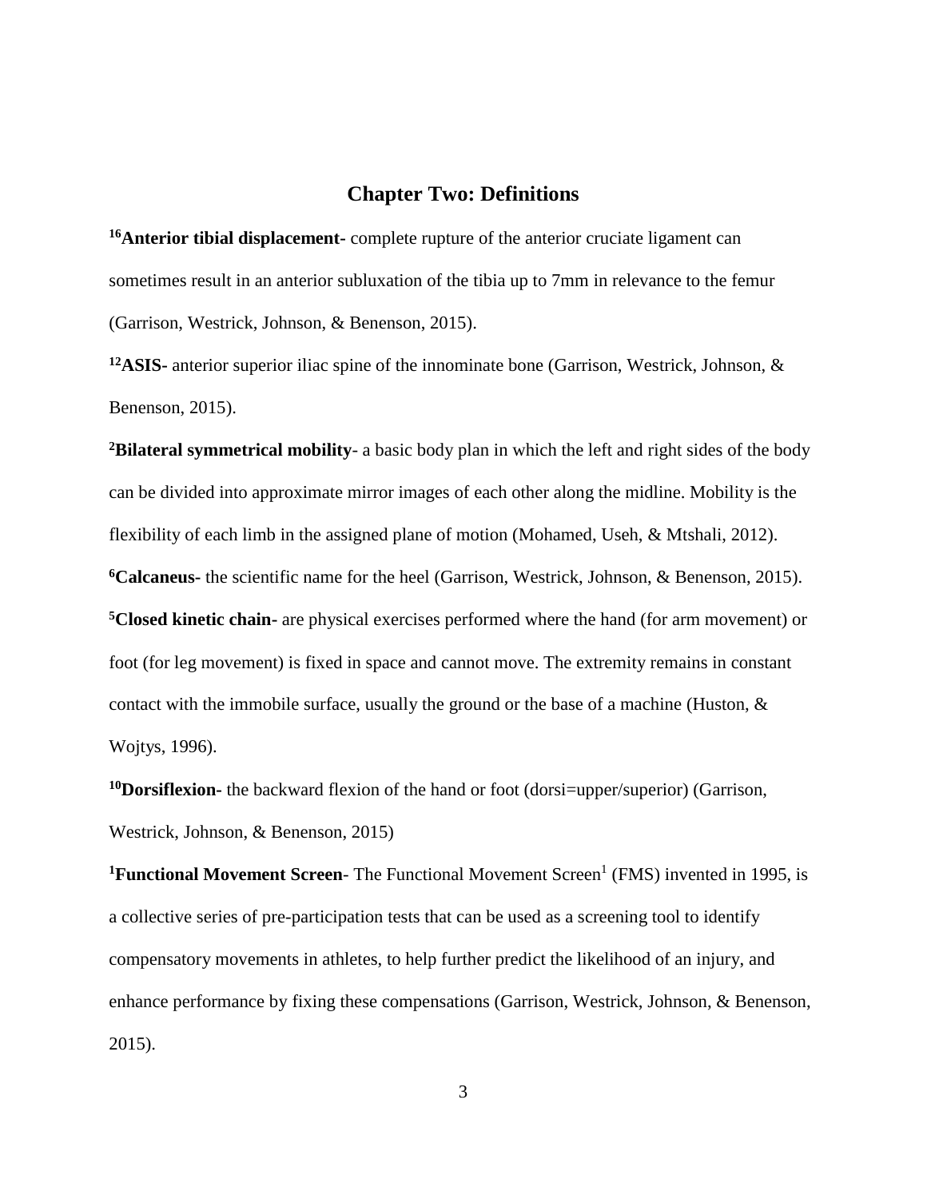## Chapter Two: Definitions

[16]**Anterior tibial displacement**- complete rupture of the anterior cruciate ligament can sometimes result in an anterior subluxation of the tibia up to 7mm in relevance to the femur (Garrison, Westrick, Johnson, & Benenson, 2015).

[12]**ASIS**- anterior superior iliac spine of the innominate bone (Garrison, Westrick, Johnson, & Benenson, 2015).

[2]**Bilateral symmetrical mobility**- a basic body plan in which the left and right sides of the body can be divided into approximate mirror images of each other along the midline. Mobility is the flexibility of each limb in the assigned plane of motion (Mohamed, Useh, & Mtshali, 2012).

[6]**Calcaneus**- the scientific name for the heel (Garrison, Westrick, Johnson, & Benenson, 2015).

[5]**Closed kinetic chain**- are physical exercises performed where the hand (for arm movement) or foot (for leg movement) is fixed in space and cannot move. The extremity remains in constant contact with the immobile surface, usually the ground or the base of a machine (Huston, & Wojtys, 1996).

[10]**Dorsiflexion**- the backward flexion of the hand or foot (dorsi=upper/superior) (Garrison, Westrick, Johnson, & Benenson, 2015)

[1]**Functional Movement Screen**- The Functional Movement Screen[1] (FMS) invented in 1995, is a collective series of pre-participation tests that can be used as a screening tool to identify compensatory movements in athletes, to help further predict the likelihood of an injury, and enhance performance by fixing these compensations (Garrison, Westrick, Johnson, & Benenson, 2015).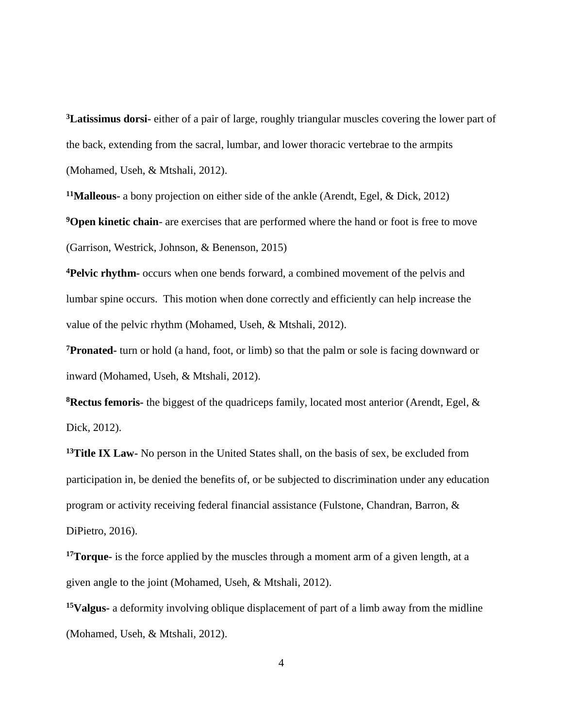[3]**Latissimus dorsi-** either of a pair of large, roughly triangular muscles covering the lower part of the back, extending from the sacral, lumbar, and lower thoracic vertebrae to the armpits (Mohamed, Useh, & Mtshali, 2012).

[11]**Malleous-** a bony projection on either side of the ankle (Arendt, Egel, & Dick, 2012)

[9]**Open kinetic chain**- are exercises that are performed where the hand or foot is free to move (Garrison, Westrick, Johnson, & Benenson, 2015)

[4]**Pelvic rhythm-** occurs when one bends forward, a combined movement of the pelvis and lumbar spine occurs. This motion when done correctly and efficiently can help increase the value of the pelvic rhythm (Mohamed, Useh, & Mtshali, 2012).

[7]**Pronated-** turn or hold (a hand, foot, or limb) so that the palm or sole is facing downward or inward (Mohamed, Useh, & Mtshali, 2012).

[8]**Rectus femoris-** the biggest of the quadriceps family, located most anterior (Arendt, Egel, & Dick, 2012).

[13]**Title IX Law-** No person in the United States shall, on the basis of sex, be excluded from participation in, be denied the benefits of, or be subjected to discrimination under any education program or activity receiving federal financial assistance (Fulstone, Chandran, Barron, & DiPietro, 2016).

[17]**Torque-** is the force applied by the muscles through a moment arm of a given length, at a given angle to the joint (Mohamed, Useh, & Mtshali, 2012).

[15]**Valgus-** a deformity involving oblique displacement of part of a limb away from the midline (Mohamed, Useh, & Mtshali, 2012).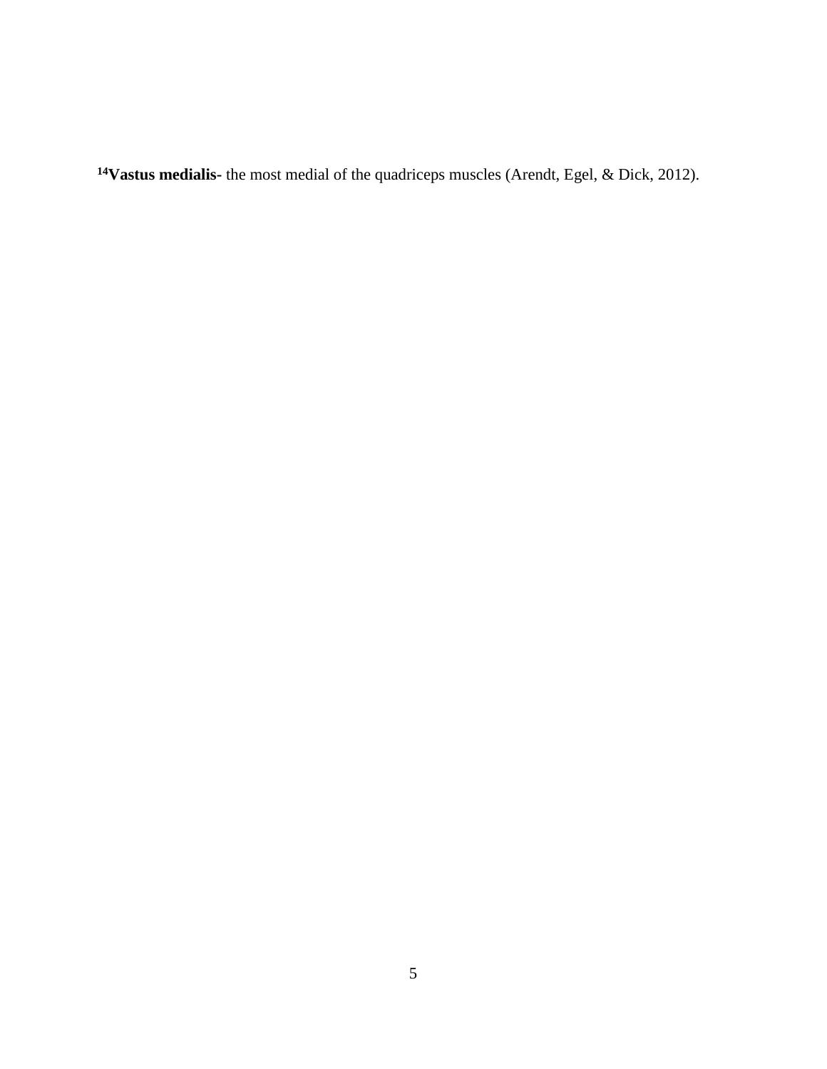[14]**Vastus medialis-** the most medial of the quadriceps muscles (Arendt, Egel, & Dick, 2012).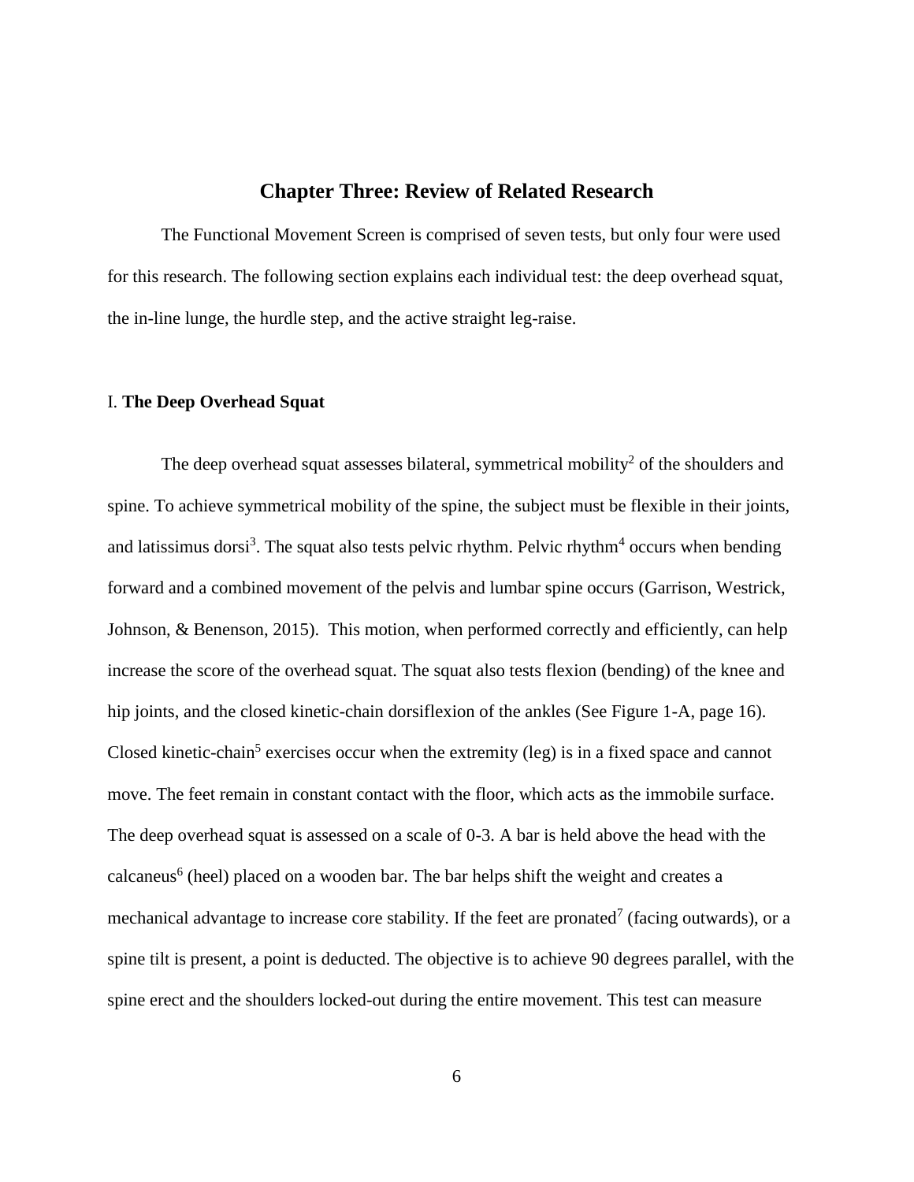## Chapter Three: Review of Related Research

The Functional Movement Screen is comprised of seven tests, but only four were used for this research. The following section explains each individual test: the deep overhead squat, the in-line lunge, the hurdle step, and the active straight leg-raise.

### I. **The Deep Overhead Squat**

The deep overhead squat assesses bilateral, symmetrical mobility[2] of the shoulders and spine. To achieve symmetrical mobility of the spine, the subject must be flexible in their joints, and latissimus dorsi[3]. The squat also tests pelvic rhythm. Pelvic rhythm[4] occurs when bending forward and a combined movement of the pelvis and lumbar spine occurs (Garrison, Westrick, Johnson, & Benenson, 2015). This motion, when performed correctly and efficiently, can help increase the score of the overhead squat. The squat also tests flexion (bending) of the knee and hip joints, and the closed kinetic-chain dorsiflexion of the ankles (See Figure 1-A, page 16). Closed kinetic-chain[5] exercises occur when the extremity (leg) is in a fixed space and cannot move. The feet remain in constant contact with the floor, which acts as the immobile surface. The deep overhead squat is assessed on a scale of 0-3. A bar is held above the head with the calcaneus[6] (heel) placed on a wooden bar. The bar helps shift the weight and creates a mechanical advantage to increase core stability. If the feet are pronated[7] (facing outwards), or a spine tilt is present, a point is deducted. The objective is to achieve 90 degrees parallel, with the spine erect and the shoulders locked-out during the entire movement. This test can measure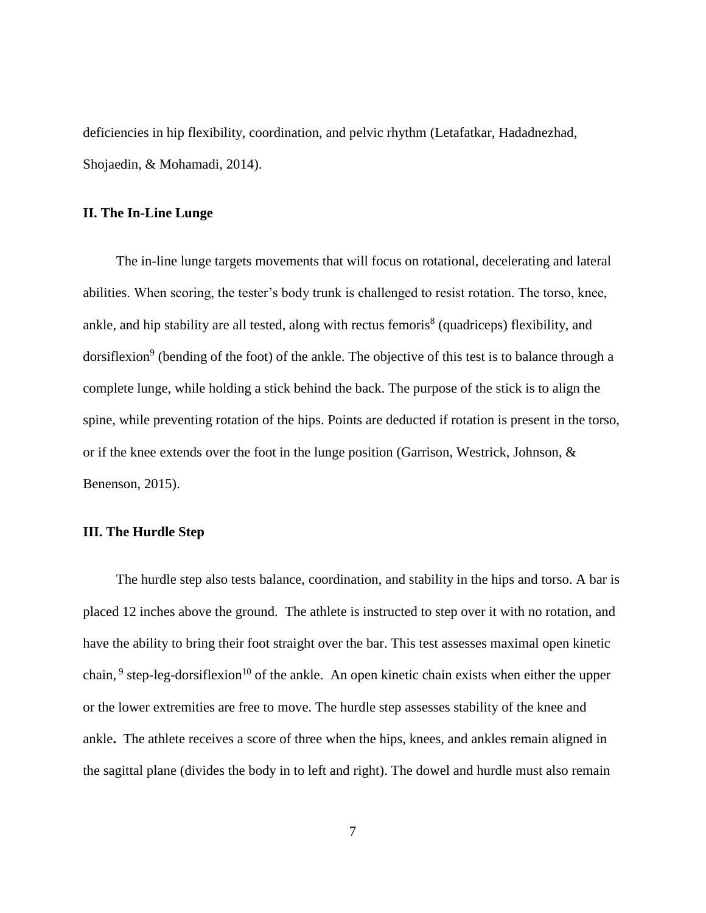deficiencies in hip flexibility, coordination, and pelvic rhythm (Letafatkar, Hadadnezhad, Shojaedin, & Mohamadi, 2014).

### II. The In-Line Lunge

The in-line lunge targets movements that will focus on rotational, decelerating and lateral abilities. When scoring, the tester's body trunk is challenged to resist rotation. The torso, knee, ankle, and hip stability are all tested, along with rectus femoris[8] (quadriceps) flexibility, and dorsiflexion[9] (bending of the foot) of the ankle. The objective of this test is to balance through a complete lunge, while holding a stick behind the back. The purpose of the stick is to align the spine, while preventing rotation of the hips. Points are deducted if rotation is present in the torso, or if the knee extends over the foot in the lunge position (Garrison, Westrick, Johnson, & Benenson, 2015).

### III. The Hurdle Step

The hurdle step also tests balance, coordination, and stability in the hips and torso. A bar is placed 12 inches above the ground. The athlete is instructed to step over it with no rotation, and have the ability to bring their foot straight over the bar. This test assesses maximal open kinetic chain, [9] step-leg-dorsiflexion[10] of the ankle. An open kinetic chain exists when either the upper or the lower extremities are free to move. The hurdle step assesses stability of the knee and ankle**.** The athlete receives a score of three when the hips, knees, and ankles remain aligned in the sagittal plane (divides the body in to left and right). The dowel and hurdle must also remain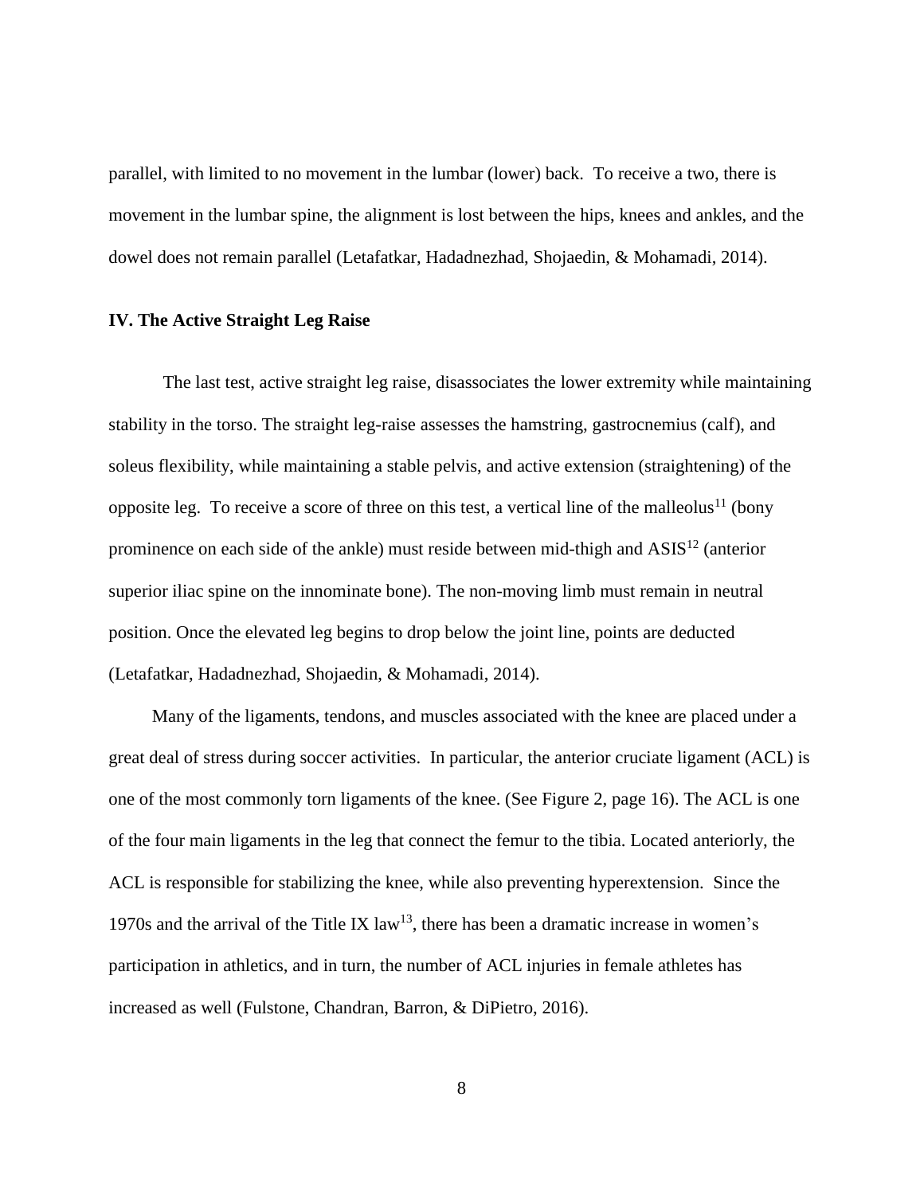parallel, with limited to no movement in the lumbar (lower) back. To receive a two, there is movement in the lumbar spine, the alignment is lost between the hips, knees and ankles, and the dowel does not remain parallel (Letafatkar, Hadadnezhad, Shojaedin, & Mohamadi, 2014).

### IV. The Active Straight Leg Raise

The last test, active straight leg raise, disassociates the lower extremity while maintaining stability in the torso. The straight leg-raise assesses the hamstring, gastrocnemius (calf), and soleus flexibility, while maintaining a stable pelvis, and active extension (straightening) of the opposite leg. To receive a score of three on this test, a vertical line of the malleolus[11] (bony prominence on each side of the ankle) must reside between mid-thigh and ASIS[12] (anterior superior iliac spine on the innominate bone). The non-moving limb must remain in neutral position. Once the elevated leg begins to drop below the joint line, points are deducted (Letafatkar, Hadadnezhad, Shojaedin, & Mohamadi, 2014).

Many of the ligaments, tendons, and muscles associated with the knee are placed under a great deal of stress during soccer activities. In particular, the anterior cruciate ligament (ACL) is one of the most commonly torn ligaments of the knee. (See Figure 2, page 16). The ACL is one of the four main ligaments in the leg that connect the femur to the tibia. Located anteriorly, the ACL is responsible for stabilizing the knee, while also preventing hyperextension. Since the 1970s and the arrival of the Title IX law[13], there has been a dramatic increase in women's participation in athletics, and in turn, the number of ACL injuries in female athletes has increased as well (Fulstone, Chandran, Barron, & DiPietro, 2016).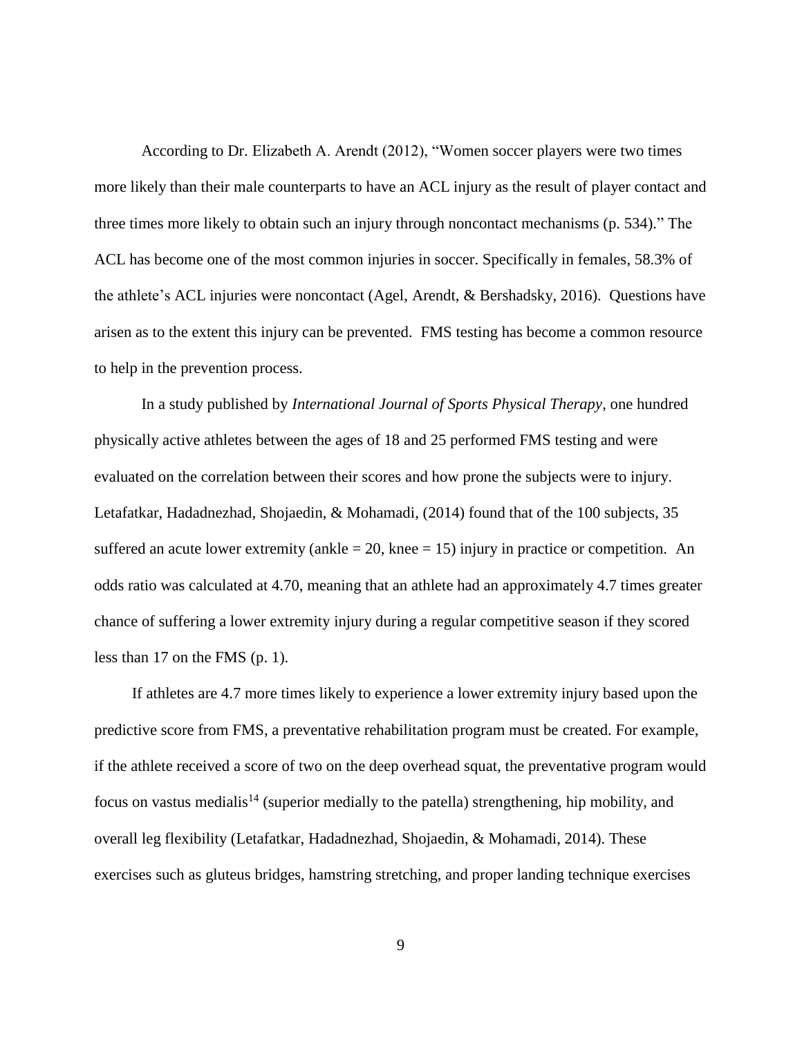According to Dr. Elizabeth A. Arendt (2012), "Women soccer players were two times more likely than their male counterparts to have an ACL injury as the result of player contact and three times more likely to obtain such an injury through noncontact mechanisms (p. 534)." The ACL has become one of the most common injuries in soccer. Specifically in females, 58.3% of the athlete's ACL injuries were noncontact (Agel, Arendt, & Bershadsky, 2016). Questions have arisen as to the extent this injury can be prevented. FMS testing has become a common resource to help in the prevention process.

In a study published by *International Journal of Sports Physical Therapy*, one hundred physically active athletes between the ages of 18 and 25 performed FMS testing and were evaluated on the correlation between their scores and how prone the subjects were to injury. Letafatkar, Hadadnezhad, Shojaedin, & Mohamadi, (2014) found that of the 100 subjects, 35 suffered an acute lower extremity (ankle = 20, knee = 15) injury in practice or competition. An odds ratio was calculated at 4.70, meaning that an athlete had an approximately 4.7 times greater chance of suffering a lower extremity injury during a regular competitive season if they scored less than 17 on the FMS (p. 1).

If athletes are 4.7 more times likely to experience a lower extremity injury based upon the predictive score from FMS, a preventative rehabilitation program must be created. For example, if the athlete received a score of two on the deep overhead squat, the preventative program would focus on vastus medialis[14] (superior medially to the patella) strengthening, hip mobility, and overall leg flexibility (Letafatkar, Hadadnezhad, Shojaedin, & Mohamadi, 2014). These exercises such as gluteus bridges, hamstring stretching, and proper landing technique exercises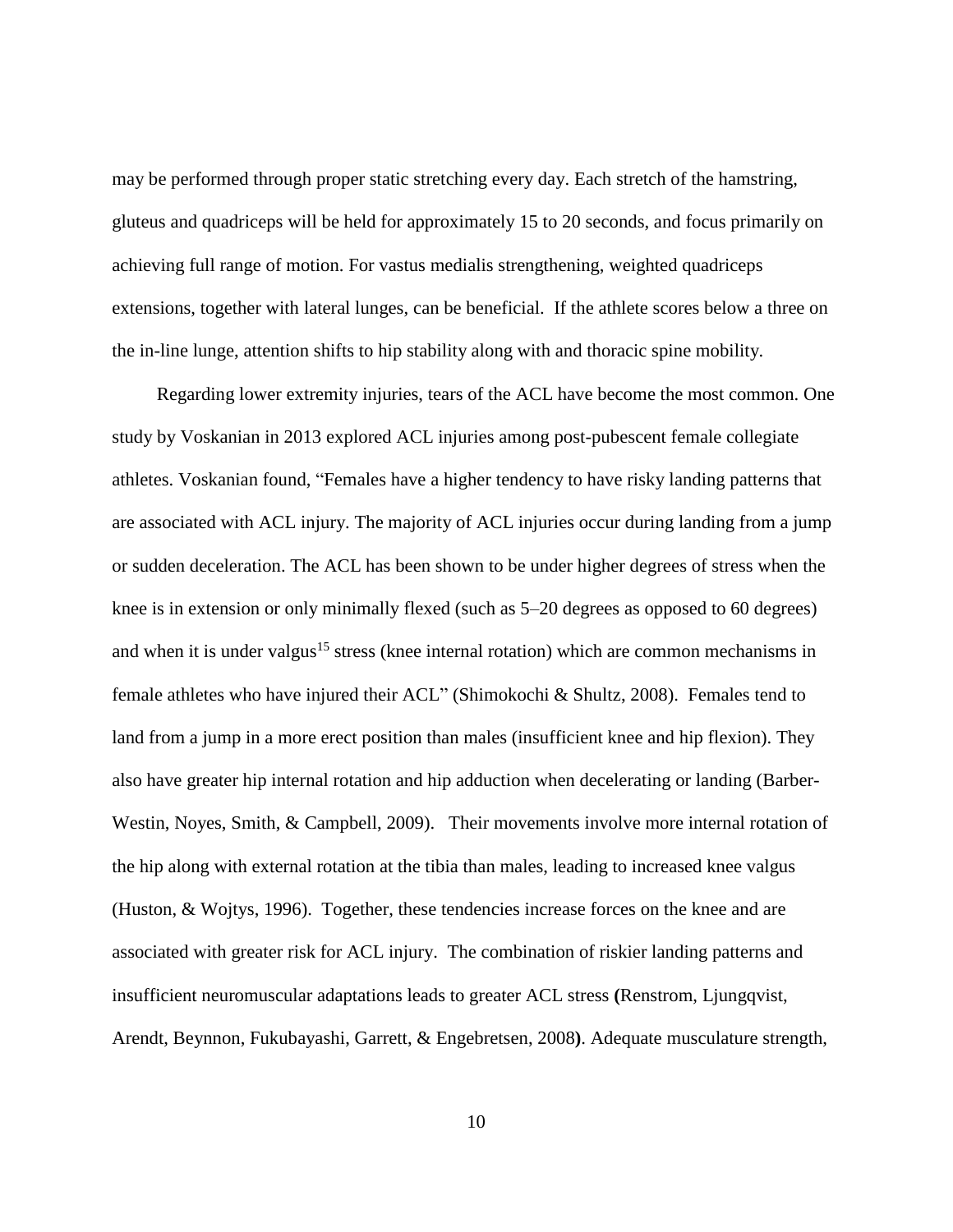may be performed through proper static stretching every day. Each stretch of the hamstring, gluteus and quadriceps will be held for approximately 15 to 20 seconds, and focus primarily on achieving full range of motion. For vastus medialis strengthening, weighted quadriceps extensions, together with lateral lunges, can be beneficial. If the athlete scores below a three on the in-line lunge, attention shifts to hip stability along with and thoracic spine mobility.

Regarding lower extremity injuries, tears of the ACL have become the most common. One study by Voskanian in 2013 explored ACL injuries among post-pubescent female collegiate athletes. Voskanian found, "Females have a higher tendency to have risky landing patterns that are associated with ACL injury. The majority of ACL injuries occur during landing from a jump or sudden deceleration. The ACL has been shown to be under higher degrees of stress when the knee is in extension or only minimally flexed (such as 5–20 degrees as opposed to 60 degrees) and when it is under valgus[15] stress (knee internal rotation) which are common mechanisms in female athletes who have injured their ACL" (Shimokochi & Shultz, 2008). Females tend to land from a jump in a more erect position than males (insufficient knee and hip flexion). They also have greater hip internal rotation and hip adduction when decelerating or landing (Barber-Westin, Noyes, Smith, & Campbell, 2009). Their movements involve more internal rotation of the hip along with external rotation at the tibia than males, leading to increased knee valgus (Huston, & Wojtys, 1996). Together, these tendencies increase forces on the knee and are associated with greater risk for ACL injury. The combination of riskier landing patterns and insufficient neuromuscular adaptations leads to greater ACL stress **(**Renstrom, Ljungqvist, Arendt, Beynnon, Fukubayashi, Garrett, & Engebretsen, 2008**)**. Adequate musculature strength,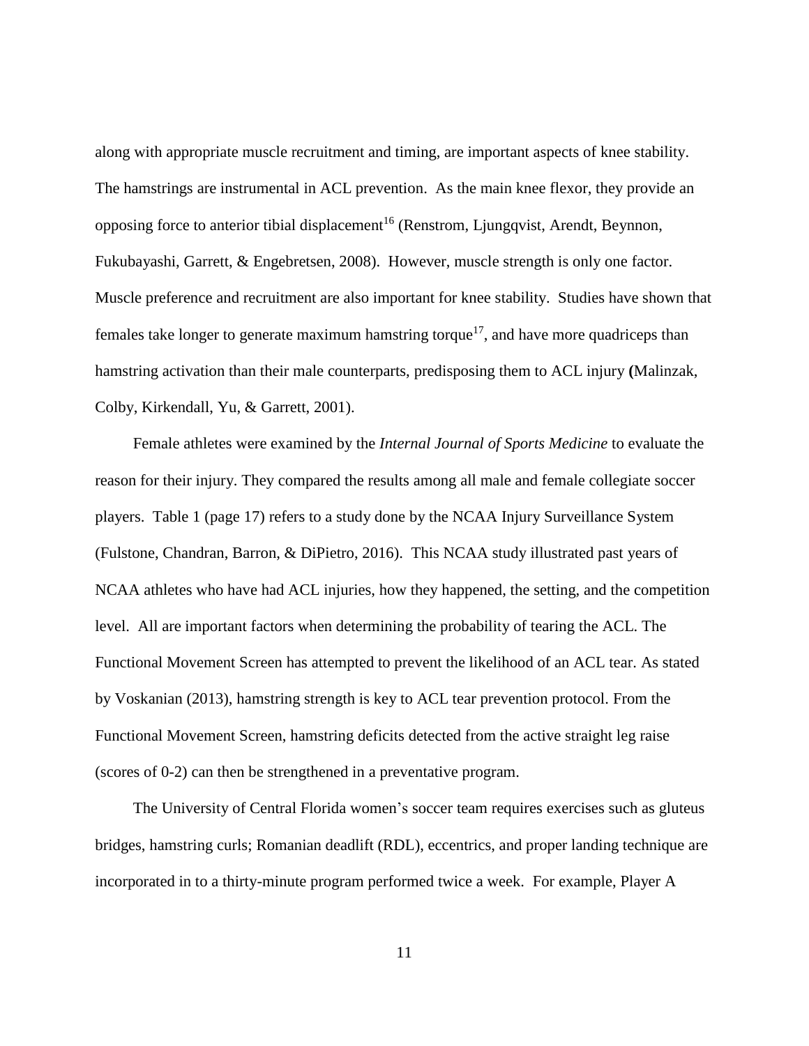along with appropriate muscle recruitment and timing, are important aspects of knee stability. The hamstrings are instrumental in ACL prevention. As the main knee flexor, they provide an opposing force to anterior tibial displacement[16] (Renstrom, Ljungqvist, Arendt, Beynnon, Fukubayashi, Garrett, & Engebretsen, 2008). However, muscle strength is only one factor. Muscle preference and recruitment are also important for knee stability. Studies have shown that females take longer to generate maximum hamstring torque[17], and have more quadriceps than hamstring activation than their male counterparts, predisposing them to ACL injury **(**Malinzak, Colby, Kirkendall, Yu, & Garrett, 2001).

Female athletes were examined by the *Internal Journal of Sports Medicine* to evaluate the reason for their injury. They compared the results among all male and female collegiate soccer players. Table 1 (page 17) refers to a study done by the NCAA Injury Surveillance System (Fulstone, Chandran, Barron, & DiPietro, 2016). This NCAA study illustrated past years of NCAA athletes who have had ACL injuries, how they happened, the setting, and the competition level. All are important factors when determining the probability of tearing the ACL. The Functional Movement Screen has attempted to prevent the likelihood of an ACL tear. As stated by Voskanian (2013), hamstring strength is key to ACL tear prevention protocol. From the Functional Movement Screen, hamstring deficits detected from the active straight leg raise (scores of 0-2) can then be strengthened in a preventative program.

The University of Central Florida women's soccer team requires exercises such as gluteus bridges, hamstring curls; Romanian deadlift (RDL), eccentrics, and proper landing technique are incorporated in to a thirty-minute program performed twice a week. For example, Player A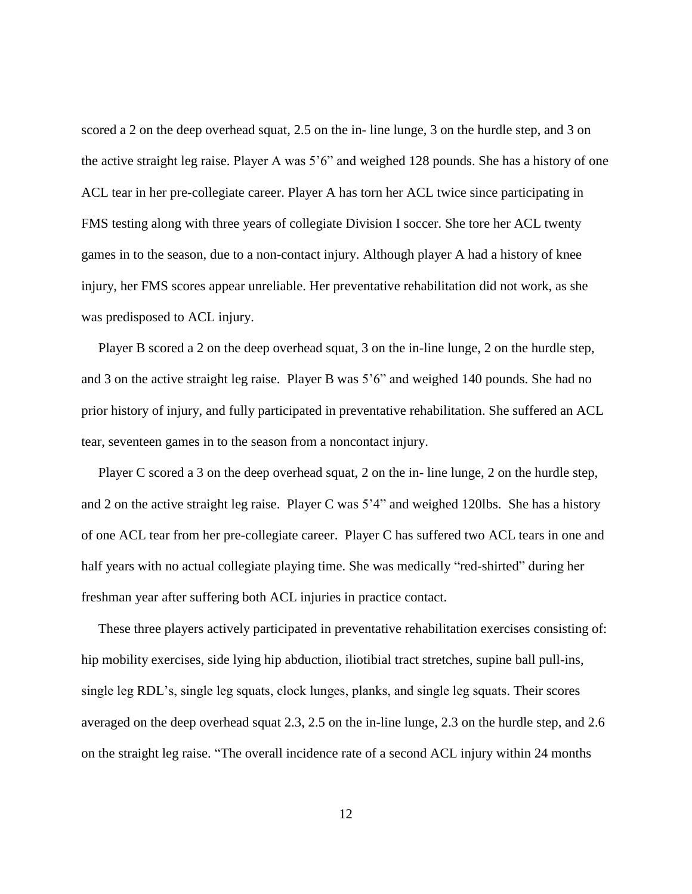scored a 2 on the deep overhead squat, 2.5 on the in- line lunge, 3 on the hurdle step, and 3 on the active straight leg raise. Player A was 5'6" and weighed 128 pounds. She has a history of one ACL tear in her pre-collegiate career. Player A has torn her ACL twice since participating in FMS testing along with three years of collegiate Division I soccer. She tore her ACL twenty games in to the season, due to a non-contact injury. Although player A had a history of knee injury, her FMS scores appear unreliable. Her preventative rehabilitation did not work, as she was predisposed to ACL injury.

Player B scored a 2 on the deep overhead squat, 3 on the in-line lunge, 2 on the hurdle step, and 3 on the active straight leg raise. Player B was 5'6" and weighed 140 pounds. She had no prior history of injury, and fully participated in preventative rehabilitation. She suffered an ACL tear, seventeen games in to the season from a noncontact injury.

Player C scored a 3 on the deep overhead squat, 2 on the in- line lunge, 2 on the hurdle step, and 2 on the active straight leg raise. Player C was 5'4" and weighed 120lbs. She has a history of one ACL tear from her pre-collegiate career. Player C has suffered two ACL tears in one and half years with no actual collegiate playing time. She was medically "red-shirted" during her freshman year after suffering both ACL injuries in practice contact.

These three players actively participated in preventative rehabilitation exercises consisting of: hip mobility exercises, side lying hip abduction, iliotibial tract stretches, supine ball pull-ins, single leg RDL's, single leg squats, clock lunges, planks, and single leg squats. Their scores averaged on the deep overhead squat 2.3, 2.5 on the in-line lunge, 2.3 on the hurdle step, and 2.6 on the straight leg raise. "The overall incidence rate of a second ACL injury within 24 months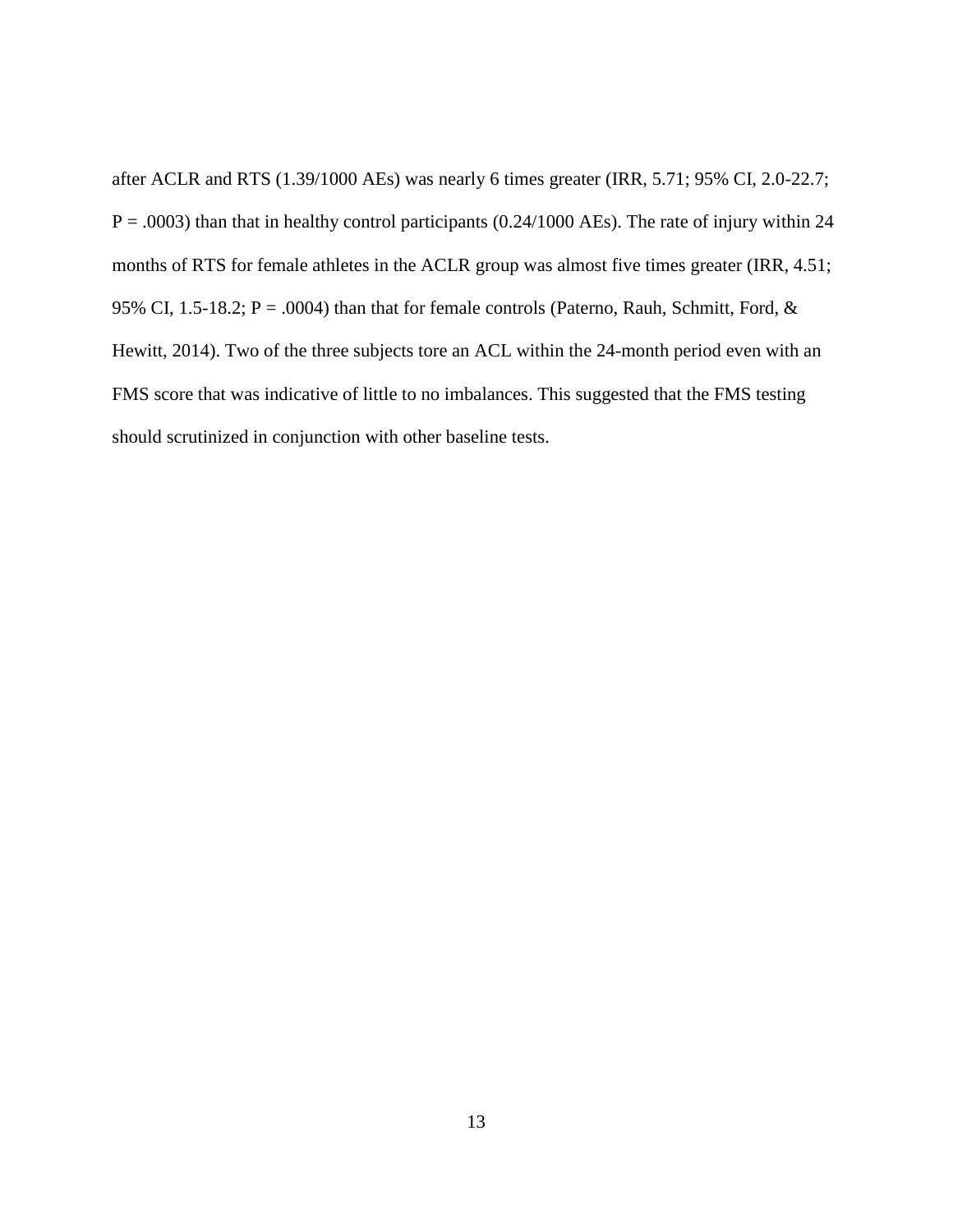after ACLR and RTS (1.39/1000 AEs) was nearly 6 times greater (IRR, 5.71; 95% CI, 2.0-22.7; P = .0003) than that in healthy control participants (0.24/1000 AEs). The rate of injury within 24 months of RTS for female athletes in the ACLR group was almost five times greater (IRR, 4.51; 95% CI, 1.5-18.2; P = .0004) than that for female controls (Paterno, Rauh, Schmitt, Ford, & Hewitt, 2014). Two of the three subjects tore an ACL within the 24-month period even with an FMS score that was indicative of little to no imbalances. This suggested that the FMS testing should scrutinized in conjunction with other baseline tests.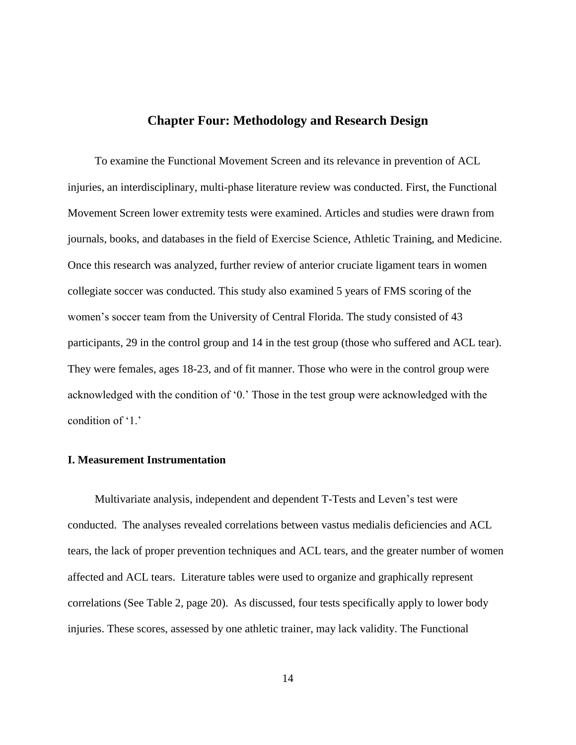## Chapter Four: Methodology and Research Design

To examine the Functional Movement Screen and its relevance in prevention of ACL injuries, an interdisciplinary, multi-phase literature review was conducted. First, the Functional Movement Screen lower extremity tests were examined. Articles and studies were drawn from journals, books, and databases in the field of Exercise Science, Athletic Training, and Medicine. Once this research was analyzed, further review of anterior cruciate ligament tears in women collegiate soccer was conducted. This study also examined 5 years of FMS scoring of the women's soccer team from the University of Central Florida. The study consisted of 43 participants, 29 in the control group and 14 in the test group (those who suffered and ACL tear). They were females, ages 18-23, and of fit manner. Those who were in the control group were acknowledged with the condition of '0.' Those in the test group were acknowledged with the condition of '1.'

### I. Measurement Instrumentation

Multivariate analysis, independent and dependent T-Tests and Leven's test were conducted. The analyses revealed correlations between vastus medialis deficiencies and ACL tears, the lack of proper prevention techniques and ACL tears, and the greater number of women affected and ACL tears. Literature tables were used to organize and graphically represent correlations (See Table 2, page 20). As discussed, four tests specifically apply to lower body injuries. These scores, assessed by one athletic trainer, may lack validity. The Functional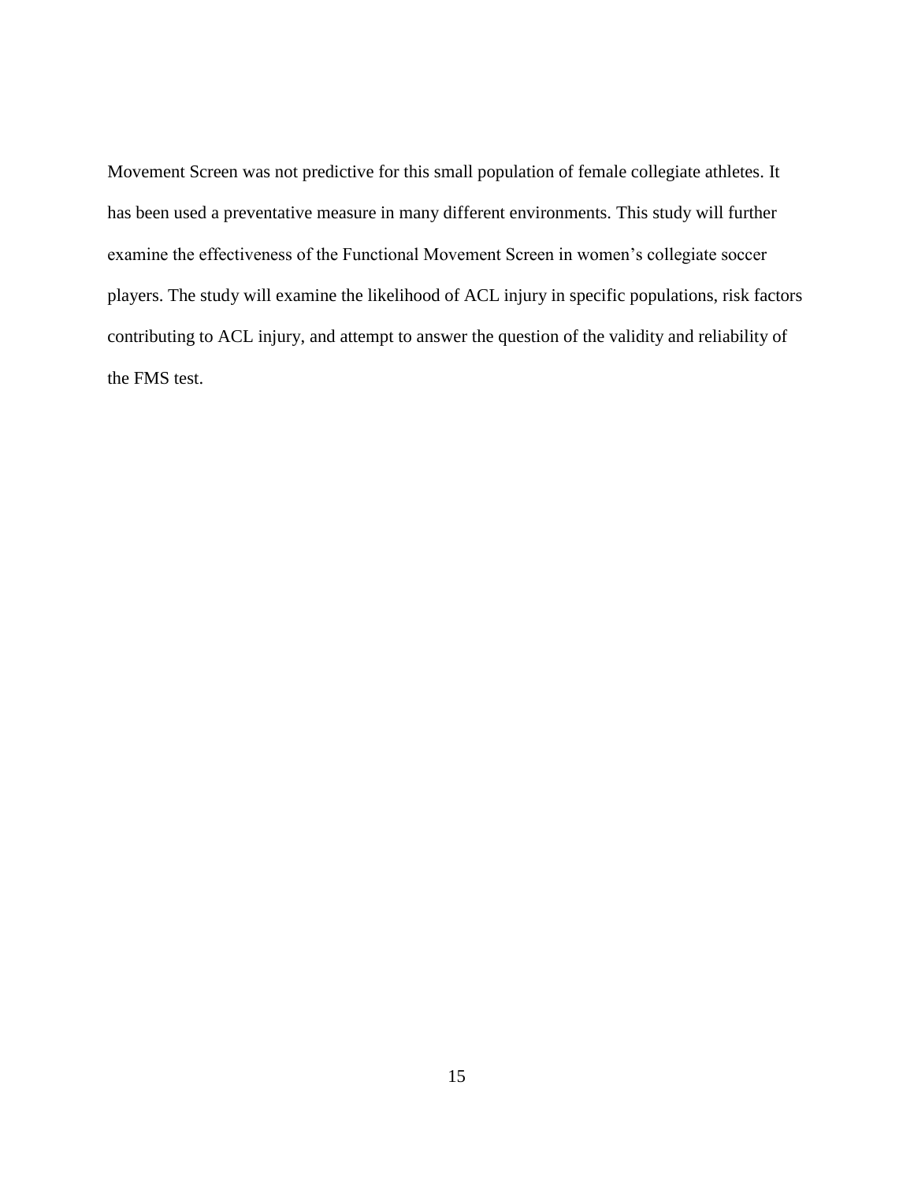Movement Screen was not predictive for this small population of female collegiate athletes. It has been used a preventative measure in many different environments. This study will further examine the effectiveness of the Functional Movement Screen in women's collegiate soccer players. The study will examine the likelihood of ACL injury in specific populations, risk factors contributing to ACL injury, and attempt to answer the question of the validity and reliability of the FMS test.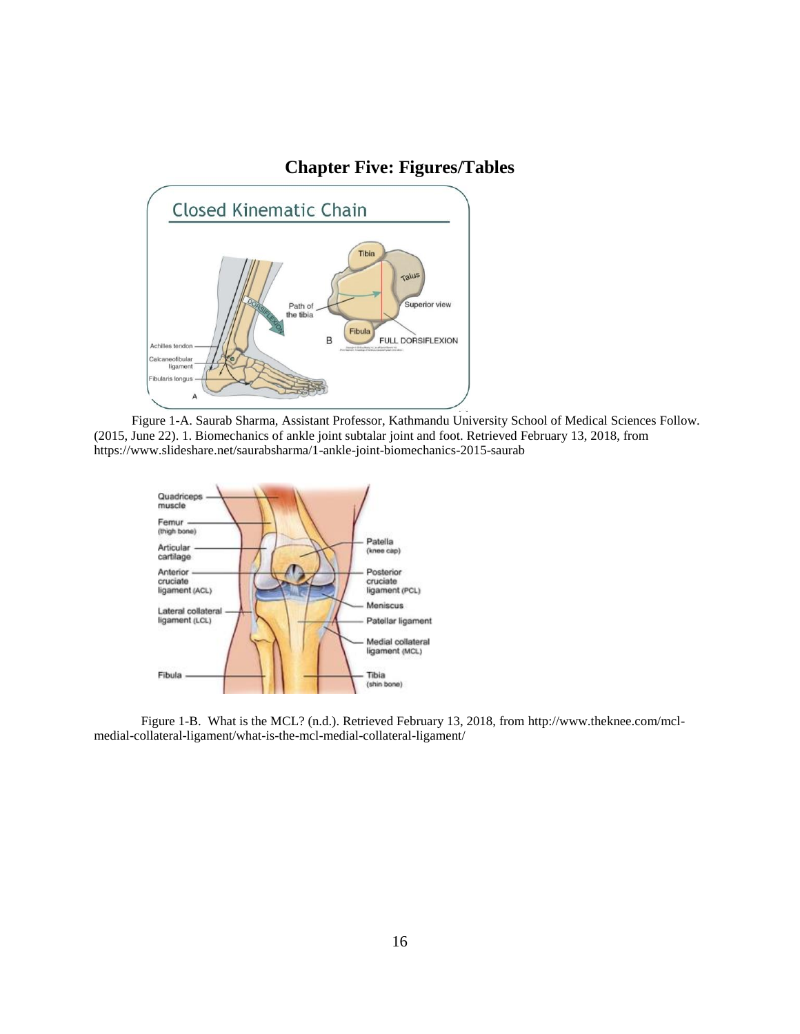# Chapter Five: Figures/Tables

Figure 1-A. Saurab Sharma, Assistant Professor, Kathmandu University School of Medical Sciences Follow. (2015, June 22). 1. Biomechanics of ankle joint subtalar joint and foot. Retrieved February 13, 2018, from https://www.slideshare.net/saurabsharma/1-ankle-joint-biomechanics-2015-saurab

Figure 1-B. What is the MCL? (n.d.). Retrieved February 13, 2018, from http://www.theknee.com/mcl-medial-collateral-ligament/what-is-the-mcl-medial-collateral-ligament/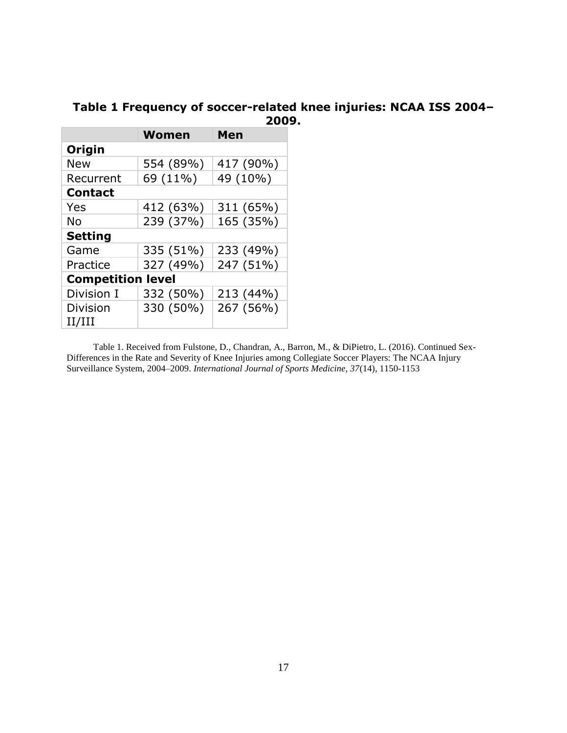**Table 1 Frequency of soccer-related knee injuries: NCAA ISS 2004–2009.**

| | Women | Men |
|---|---|---|
| **Origin** | | |
| New | 554 (89%) | 417 (90%) |
| Recurrent | 69 (11%) | 49 (10%) |
| **Contact** | | |
| Yes | 412 (63%) | 311 (65%) |
| No | 239 (37%) | 165 (35%) |
| **Setting** | | |
| Game | 335 (51%) | 233 (49%) |
| Practice | 327 (49%) | 247 (51%) |
| **Competition level** | | |
| Division I | 332 (50%) | 213 (44%) |
| Division II/III | 330 (50%) | 267 (56%) |

Table 1. Received from Fulstone, D., Chandran, A., Barron, M., & DiPietro, L. (2016). Continued Sex-Differences in the Rate and Severity of Knee Injuries among Collegiate Soccer Players: The NCAA Injury Surveillance System, 2004–2009. *International Journal of Sports Medicine, 37*(14), 1150-1153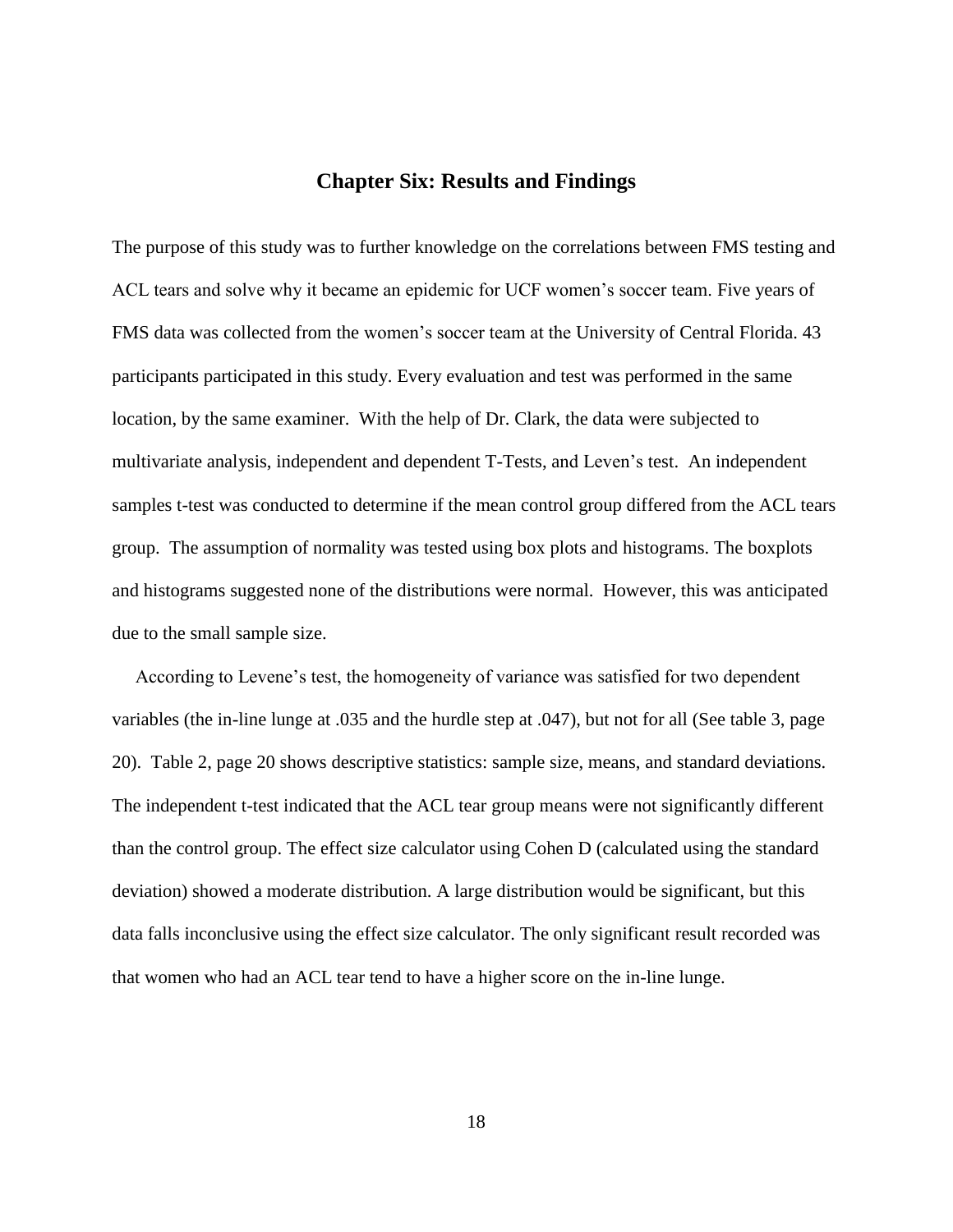# Chapter Six: Results and Findings

The purpose of this study was to further knowledge on the correlations between FMS testing and ACL tears and solve why it became an epidemic for UCF women's soccer team. Five years of FMS data was collected from the women's soccer team at the University of Central Florida. 43 participants participated in this study. Every evaluation and test was performed in the same location, by the same examiner. With the help of Dr. Clark, the data were subjected to multivariate analysis, independent and dependent T-Tests, and Leven's test. An independent samples t-test was conducted to determine if the mean control group differed from the ACL tears group. The assumption of normality was tested using box plots and histograms. The boxplots and histograms suggested none of the distributions were normal. However, this was anticipated due to the small sample size.

According to Levene's test, the homogeneity of variance was satisfied for two dependent variables (the in-line lunge at .035 and the hurdle step at .047), but not for all (See table 3, page 20). Table 2, page 20 shows descriptive statistics: sample size, means, and standard deviations. The independent t-test indicated that the ACL tear group means were not significantly different than the control group. The effect size calculator using Cohen D (calculated using the standard deviation) showed a moderate distribution. A large distribution would be significant, but this data falls inconclusive using the effect size calculator. The only significant result recorded was that women who had an ACL tear tend to have a higher score on the in-line lunge.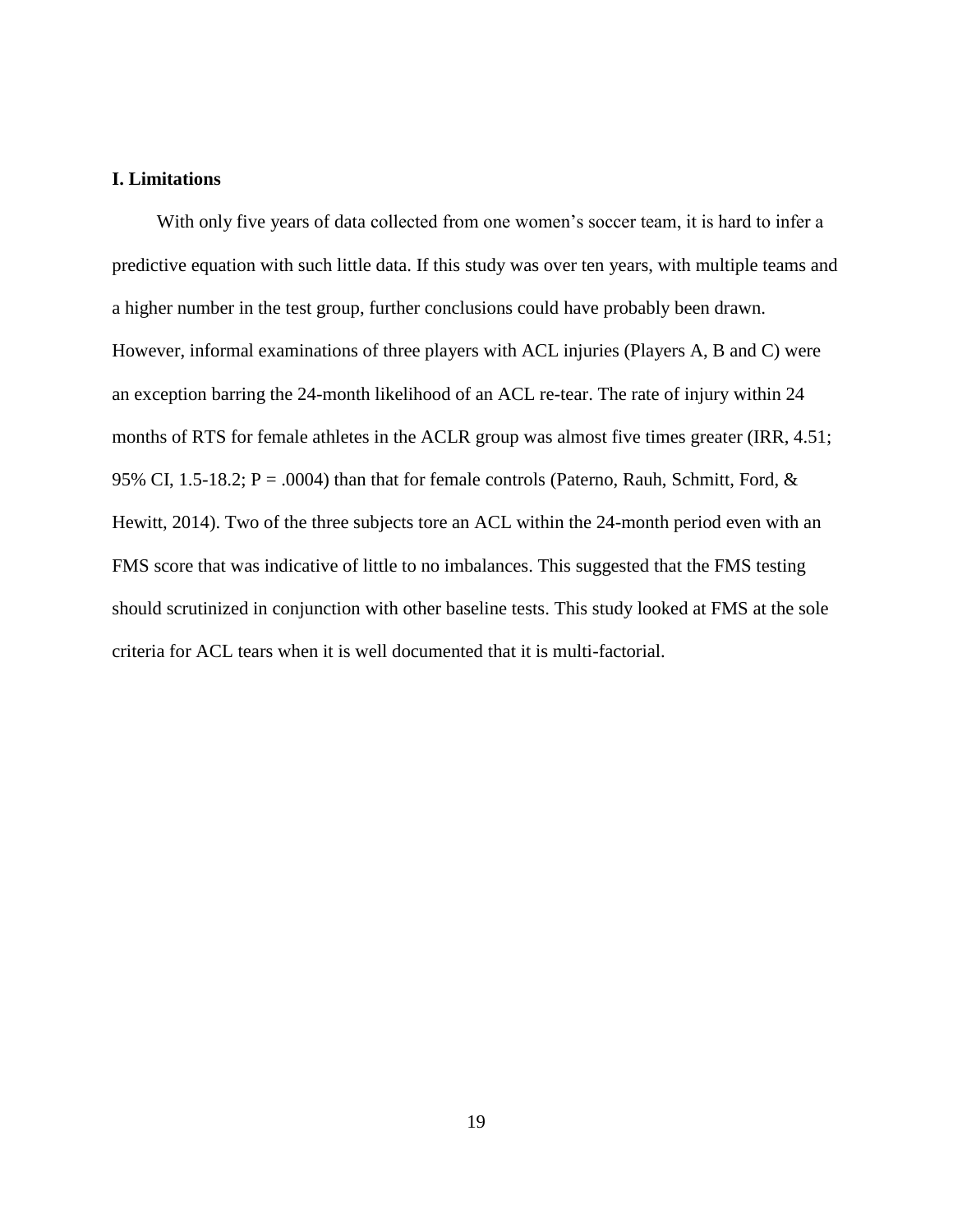### I. Limitations

With only five years of data collected from one women's soccer team, it is hard to infer a predictive equation with such little data. If this study was over ten years, with multiple teams and a higher number in the test group, further conclusions could have probably been drawn. However, informal examinations of three players with ACL injuries (Players A, B and C) were an exception barring the 24-month likelihood of an ACL re-tear. The rate of injury within 24 months of RTS for female athletes in the ACLR group was almost five times greater (IRR, 4.51; 95% CI, 1.5-18.2; P = .0004) than that for female controls (Paterno, Rauh, Schmitt, Ford, & Hewitt, 2014). Two of the three subjects tore an ACL within the 24-month period even with an FMS score that was indicative of little to no imbalances. This suggested that the FMS testing should scrutinized in conjunction with other baseline tests. This study looked at FMS at the sole criteria for ACL tears when it is well documented that it is multi-factorial.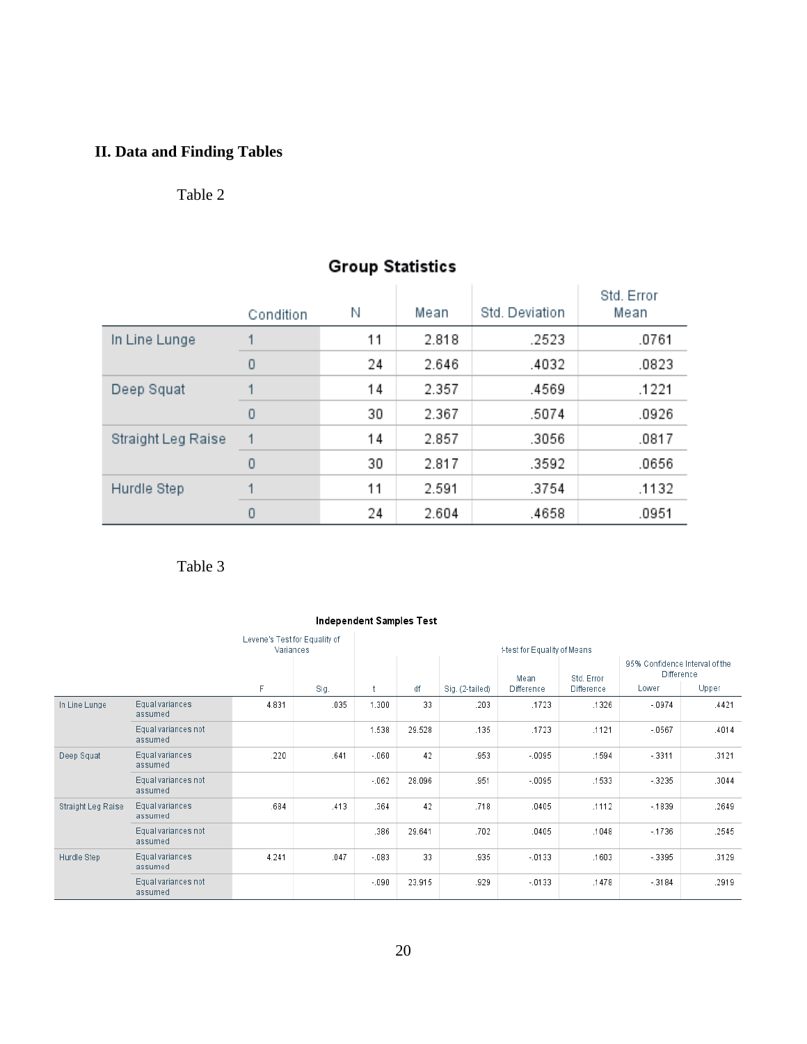## II. Data and Finding Tables

Table 2

**Group Statistics**

| | Condition | N | Mean | Std. Deviation | Std. Error Mean |
|---|---|---|---|---|---|
| In Line Lunge | 1 | 11 | 2.818 | .2523 | .0761 |
| | 0 | 24 | 2.646 | .4032 | .0823 |
| Deep Squat | 1 | 14 | 2.357 | .4569 | .1221 |
| | 0 | 30 | 2.367 | .5074 | .0926 |
| Straight Leg Raise | 1 | 14 | 2.857 | .3056 | .0817 |
| | 0 | 30 | 2.817 | .3592 | .0656 |
| Hurdle Step | 1 | 11 | 2.591 | .3754 | .1132 |
| | 0 | 24 | 2.604 | .4658 | .0951 |

Table 3

**Independent Samples Test**

| | | Levene's Test for Equality of Variances | | t-test for Equality of Means | | | | | | |
|---|---|---|---|---|---|---|---|---|---|---|
| | | | | | | | | | 95% Confidence Interval of the Difference | |
| | | F | Sig. | t | df | Sig. (2-tailed) | Mean Difference | Std. Error Difference | Lower | Upper |
| In Line Lunge | Equal variances assumed | 4.831 | .035 | 1.300 | 33 | .203 | .1723 | .1326 | -.0974 | .4421 |
| | Equal variances not assumed | | | 1.538 | 29.528 | .135 | .1723 | .1121 | -.0567 | .4014 |
| Deep Squat | Equal variances assumed | .220 | .641 | -.060 | 42 | .953 | -.0095 | .1594 | -.3311 | .3121 |
| | Equal variances not assumed | | | -.062 | 28.096 | .951 | -.0095 | .1533 | -.3235 | .3044 |
| Straight Leg Raise | Equal variances assumed | .684 | .413 | .364 | 42 | .718 | .0405 | .1112 | -.1839 | .2649 |
| | Equal variances not assumed | | | .386 | 29.641 | .702 | .0405 | .1048 | -.1736 | .2545 |
| Hurdle Step | Equal variances assumed | 4.241 | .047 | -.083 | 33 | .935 | -.0133 | .1603 | -.3395 | .3129 |
| | Equal variances not assumed | | | -.090 | 23.915 | .929 | -.0133 | .1478 | -.3184 | .2919 |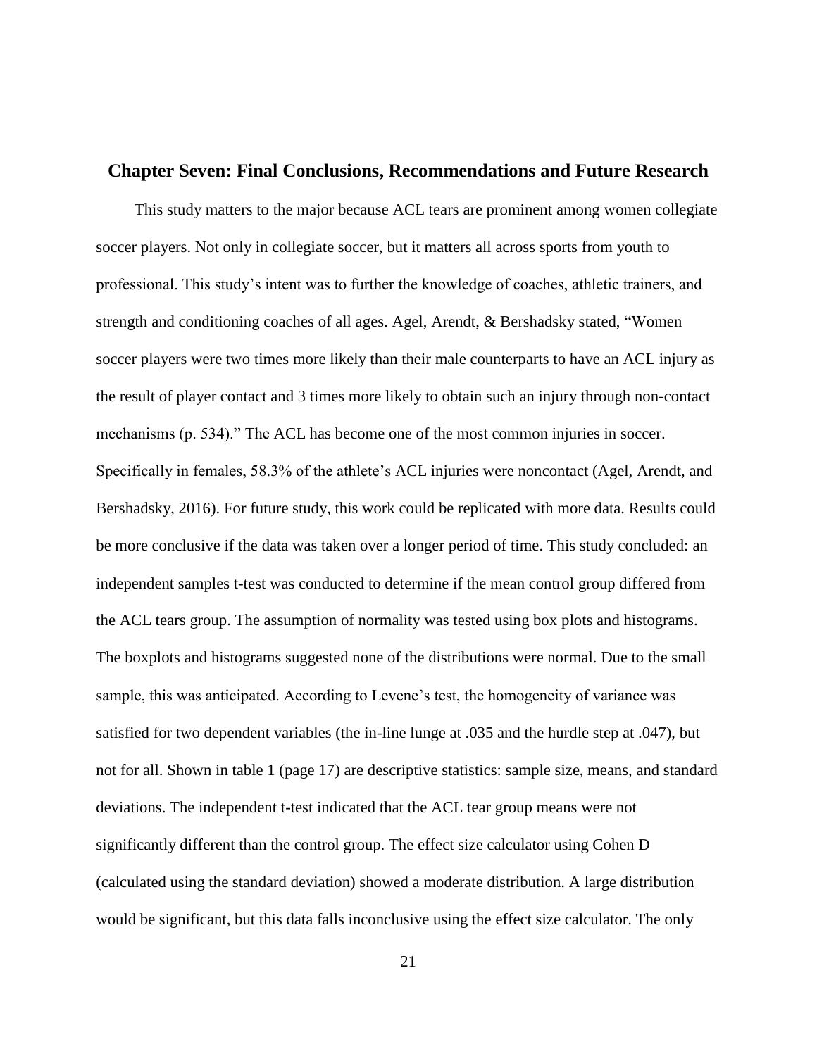## Chapter Seven: Final Conclusions, Recommendations and Future Research

This study matters to the major because ACL tears are prominent among women collegiate soccer players. Not only in collegiate soccer, but it matters all across sports from youth to professional. This study's intent was to further the knowledge of coaches, athletic trainers, and strength and conditioning coaches of all ages. Agel, Arendt, & Bershadsky stated, "Women soccer players were two times more likely than their male counterparts to have an ACL injury as the result of player contact and 3 times more likely to obtain such an injury through non-contact mechanisms (p. 534)." The ACL has become one of the most common injuries in soccer. Specifically in females, 58.3% of the athlete's ACL injuries were noncontact (Agel, Arendt, and Bershadsky, 2016). For future study, this work could be replicated with more data. Results could be more conclusive if the data was taken over a longer period of time. This study concluded: an independent samples t-test was conducted to determine if the mean control group differed from the ACL tears group. The assumption of normality was tested using box plots and histograms. The boxplots and histograms suggested none of the distributions were normal. Due to the small sample, this was anticipated. According to Levene's test, the homogeneity of variance was satisfied for two dependent variables (the in-line lunge at .035 and the hurdle step at .047), but not for all. Shown in table 1 (page 17) are descriptive statistics: sample size, means, and standard deviations. The independent t-test indicated that the ACL tear group means were not significantly different than the control group. The effect size calculator using Cohen D (calculated using the standard deviation) showed a moderate distribution. A large distribution would be significant, but this data falls inconclusive using the effect size calculator. The only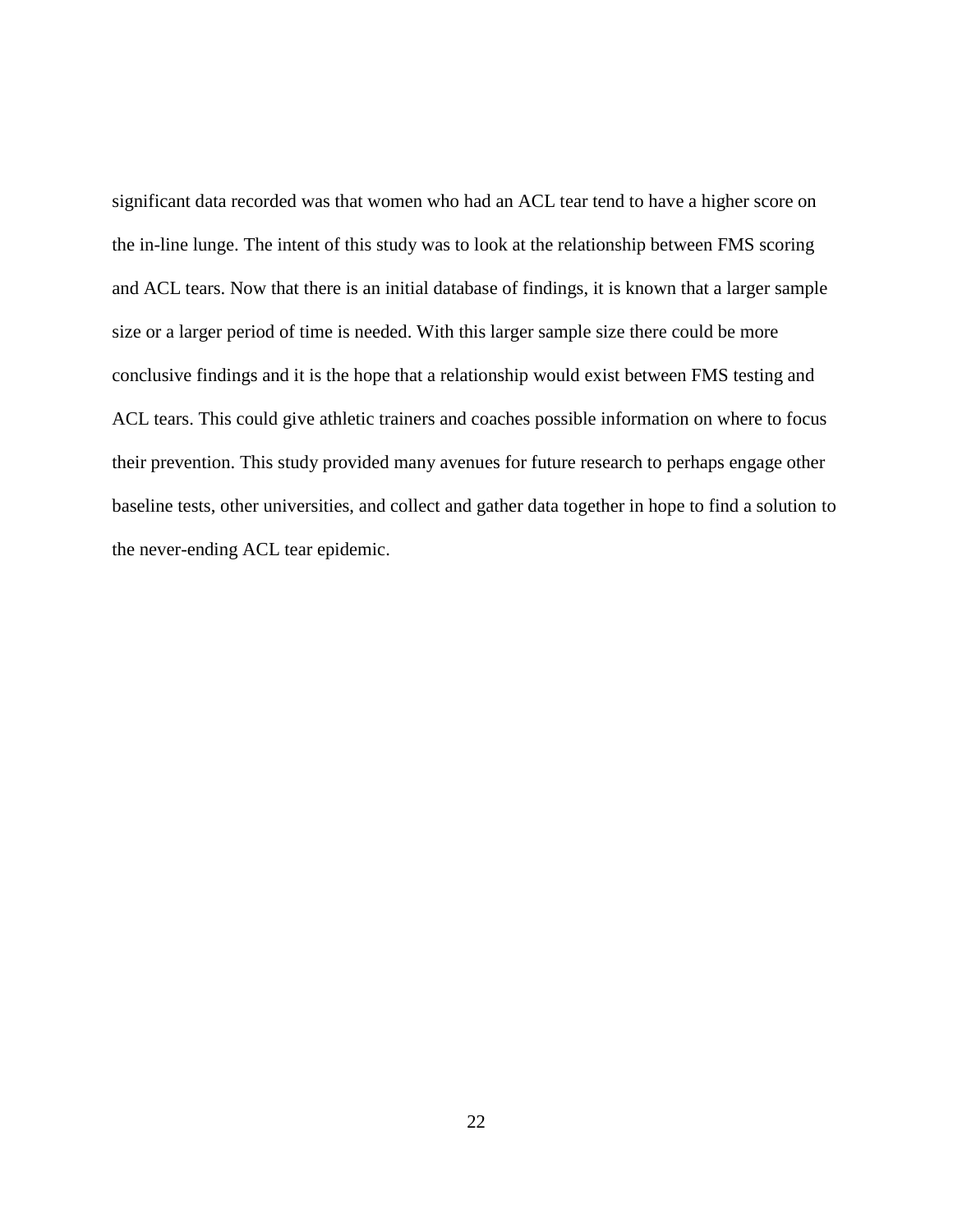significant data recorded was that women who had an ACL tear tend to have a higher score on the in-line lunge. The intent of this study was to look at the relationship between FMS scoring and ACL tears. Now that there is an initial database of findings, it is known that a larger sample size or a larger period of time is needed. With this larger sample size there could be more conclusive findings and it is the hope that a relationship would exist between FMS testing and ACL tears. This could give athletic trainers and coaches possible information on where to focus their prevention. This study provided many avenues for future research to perhaps engage other baseline tests, other universities, and collect and gather data together in hope to find a solution to the never-ending ACL tear epidemic.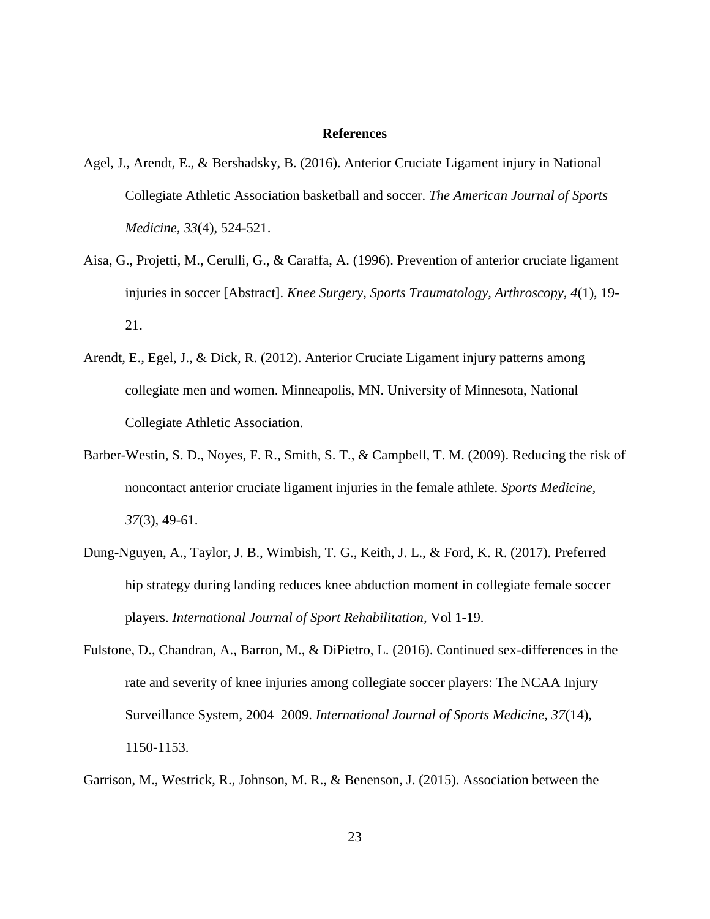## References

Agel, J., Arendt, E., & Bershadsky, B. (2016). Anterior Cruciate Ligament injury in National Collegiate Athletic Association basketball and soccer. *The American Journal of Sports Medicine, 33*(4), 524-521.

Aisa, G., Projetti, M., Cerulli, G., & Caraffa, A. (1996). Prevention of anterior cruciate ligament injuries in soccer [Abstract]. *Knee Surgery, Sports Traumatology, Arthroscopy, 4*(1), 19-21.

Arendt, E., Egel, J., & Dick, R. (2012). Anterior Cruciate Ligament injury patterns among collegiate men and women. Minneapolis, MN. University of Minnesota, National Collegiate Athletic Association.

Barber-Westin, S. D., Noyes, F. R., Smith, S. T., & Campbell, T. M. (2009). Reducing the risk of noncontact anterior cruciate ligament injuries in the female athlete. *Sports Medicine, 37*(3), 49-61.

Dung-Nguyen, A., Taylor, J. B., Wimbish, T. G., Keith, J. L., & Ford, K. R. (2017). Preferred hip strategy during landing reduces knee abduction moment in collegiate female soccer players. *International Journal of Sport Rehabilitation,* Vol 1-19.

Fulstone, D., Chandran, A., Barron, M., & DiPietro, L. (2016). Continued sex-differences in the rate and severity of knee injuries among collegiate soccer players: The NCAA Injury Surveillance System, 2004–2009. *International Journal of Sports Medicine, 37*(14), 1150-1153.

Garrison, M., Westrick, R., Johnson, M. R., & Benenson, J. (2015). Association between the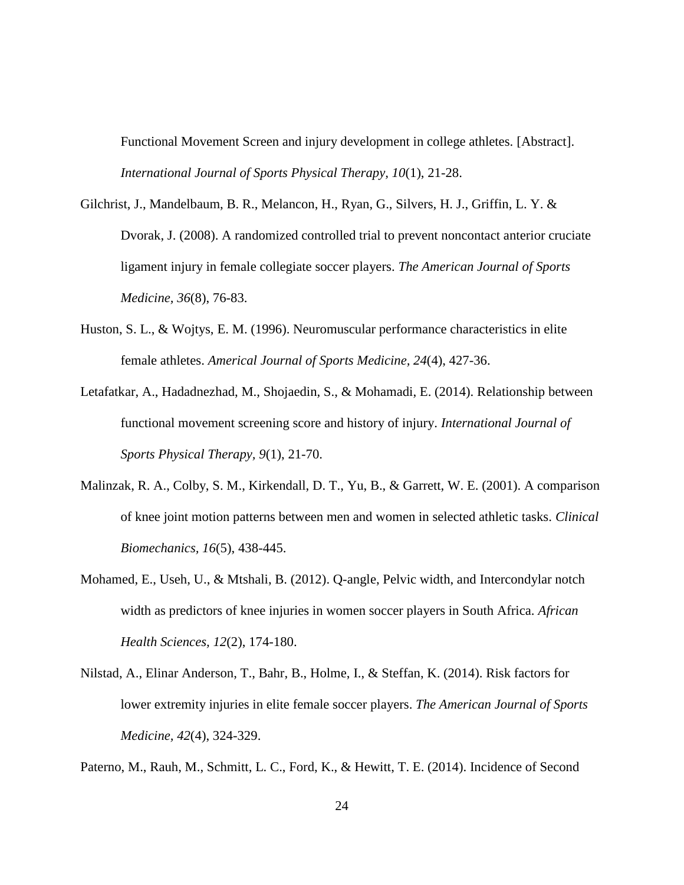Functional Movement Screen and injury development in college athletes. [Abstract]. *International Journal of Sports Physical Therapy, 10*(1), 21-28.

Gilchrist, J., Mandelbaum, B. R., Melancon, H., Ryan, G., Silvers, H. J., Griffin, L. Y. & Dvorak, J. (2008). A randomized controlled trial to prevent noncontact anterior cruciate ligament injury in female collegiate soccer players. *The American Journal of Sports Medicine, 36*(8), 76-83.

Huston, S. L., & Wojtys, E. M. (1996). Neuromuscular performance characteristics in elite female athletes. *Americal Journal of Sports Medicine, 24*(4), 427-36.

Letafatkar, A., Hadadnezhad, M., Shojaedin, S., & Mohamadi, E. (2014). Relationship between functional movement screening score and history of injury. *International Journal of Sports Physical Therapy, 9*(1), 21-70.

Malinzak, R. A., Colby, S. M., Kirkendall, D. T., Yu, B., & Garrett, W. E. (2001). A comparison of knee joint motion patterns between men and women in selected athletic tasks. *Clinical Biomechanics, 16*(5), 438-445.

Mohamed, E., Useh, U., & Mtshali, B. (2012). Q-angle, Pelvic width, and Intercondylar notch width as predictors of knee injuries in women soccer players in South Africa. *African Health Sciences, 12*(2), 174-180.

Nilstad, A., Elinar Anderson, T., Bahr, B., Holme, I., & Steffan, K. (2014). Risk factors for lower extremity injuries in elite female soccer players. *The American Journal of Sports Medicine, 42*(4), 324-329.

Paterno, M., Rauh, M., Schmitt, L. C., Ford, K., & Hewitt, T. E. (2014). Incidence of Second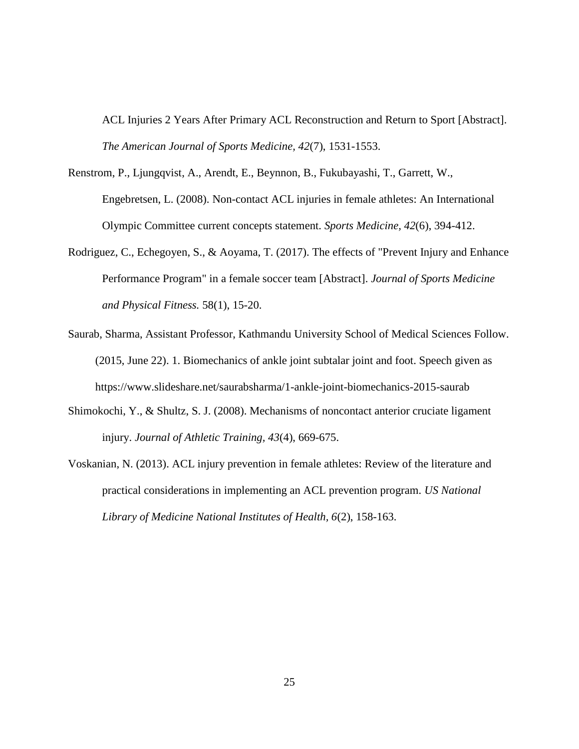ACL Injuries 2 Years After Primary ACL Reconstruction and Return to Sport [Abstract]. *The American Journal of Sports Medicine, 42*(7), 1531-1553.

Renstrom, P., Ljungqvist, A., Arendt, E., Beynnon, B., Fukubayashi, T., Garrett, W., Engebretsen, L. (2008). Non-contact ACL injuries in female athletes: An International Olympic Committee current concepts statement. *Sports Medicine, 42*(6), 394-412.

Rodriguez, C., Echegoyen, S., & Aoyama, T. (2017). The effects of "Prevent Injury and Enhance Performance Program" in a female soccer team [Abstract]. *Journal of Sports Medicine and Physical Fitness.* 58(1), 15-20.

Saurab, Sharma, Assistant Professor, Kathmandu University School of Medical Sciences Follow. (2015, June 22). 1. Biomechanics of ankle joint subtalar joint and foot. Speech given as https://www.slideshare.net/saurabsharma/1-ankle-joint-biomechanics-2015-saurab

Shimokochi, Y., & Shultz, S. J. (2008). Mechanisms of noncontact anterior cruciate ligament injury. *Journal of Athletic Training, 43*(4), 669-675.

Voskanian, N. (2013). ACL injury prevention in female athletes: Review of the literature and practical considerations in implementing an ACL prevention program. *US National Library of Medicine National Institutes of Health, 6*(2), 158-163.